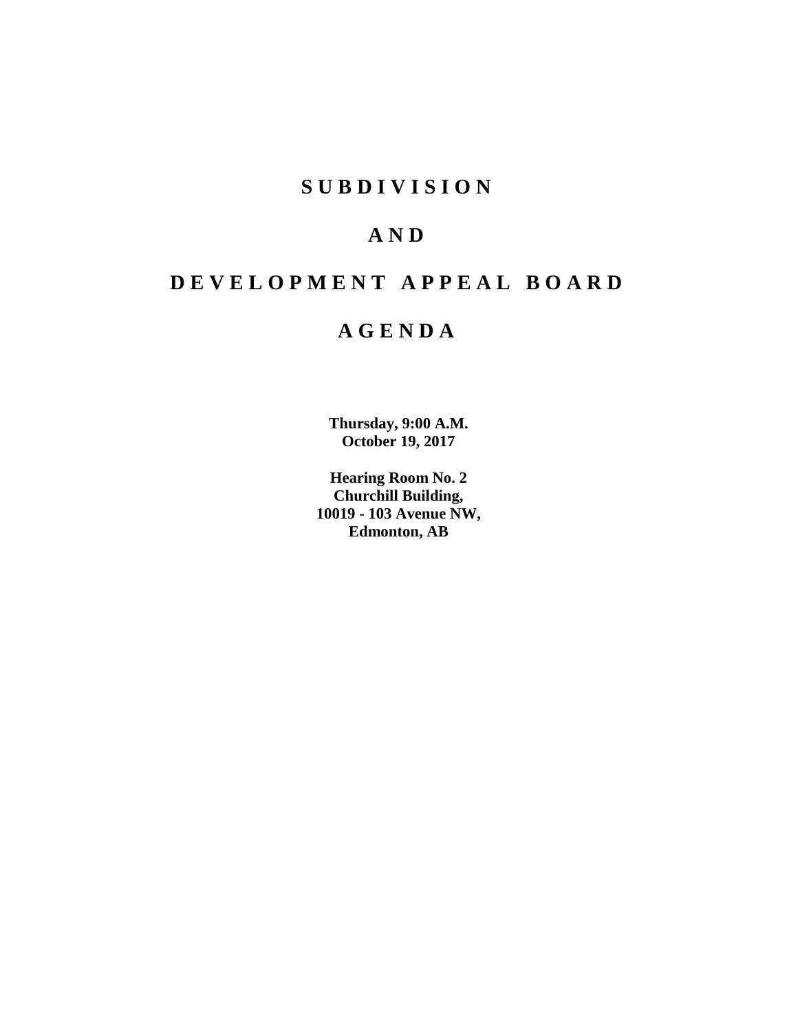# S U B D I V I S I O N

# A N D

# D E V E L O P M E N T   A P P E A L   B O A R D

# A G E N D A

**Thursday, 9:00 A.M.**
**October 19, 2017**

**Hearing Room No. 2**
**Churchill Building,**
**10019 - 103 Avenue NW,**
**Edmonton, AB**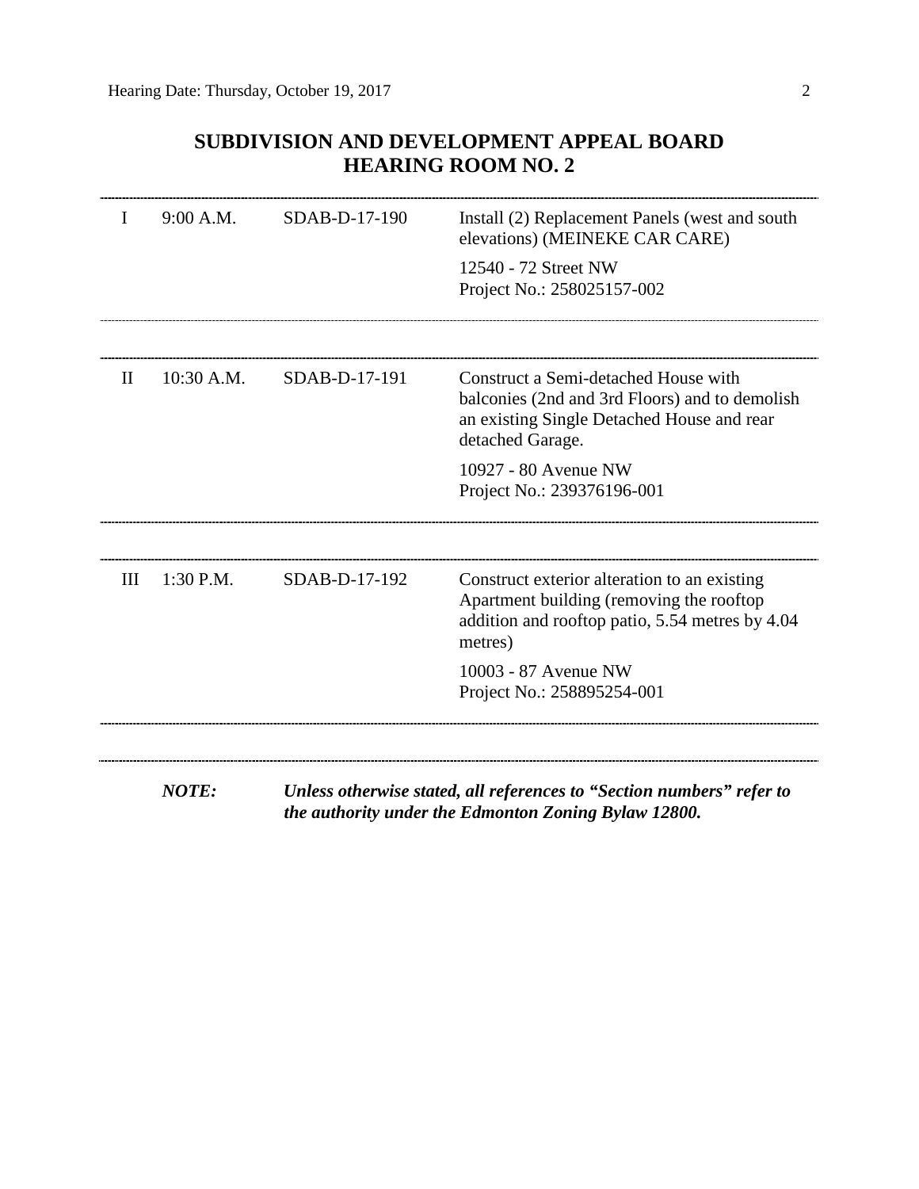## SUBDIVISION AND DEVELOPMENT APPEAL BOARD
## HEARING ROOM NO. 2

| | | | |
|---|---|---|---|
| I | 9:00 A.M. | SDAB-D-17-190 | Install (2) Replacement Panels (west and south elevations) (MEINEKE CAR CARE)<br><br>12540 - 72 Street NW<br>Project No.: 258025157-002 |

| | | | |
|---|---|---|---|
| II | 10:30 A.M. | SDAB-D-17-191 | Construct a Semi-detached House with balconies (2nd and 3rd Floors) and to demolish an existing Single Detached House and rear detached Garage.<br><br>10927 - 80 Avenue NW<br>Project No.: 239376196-001 |

| | | | |
|---|---|---|---|
| III | 1:30 P.M. | SDAB-D-17-192 | Construct exterior alteration to an existing Apartment building (removing the rooftop addition and rooftop patio, 5.54 metres by 4.04 metres)<br><br>10003 - 87 Avenue NW<br>Project No.: 258895254-001 |

***NOTE:*** ***Unless otherwise stated, all references to "Section numbers" refer to the authority under the Edmonton Zoning Bylaw 12800.***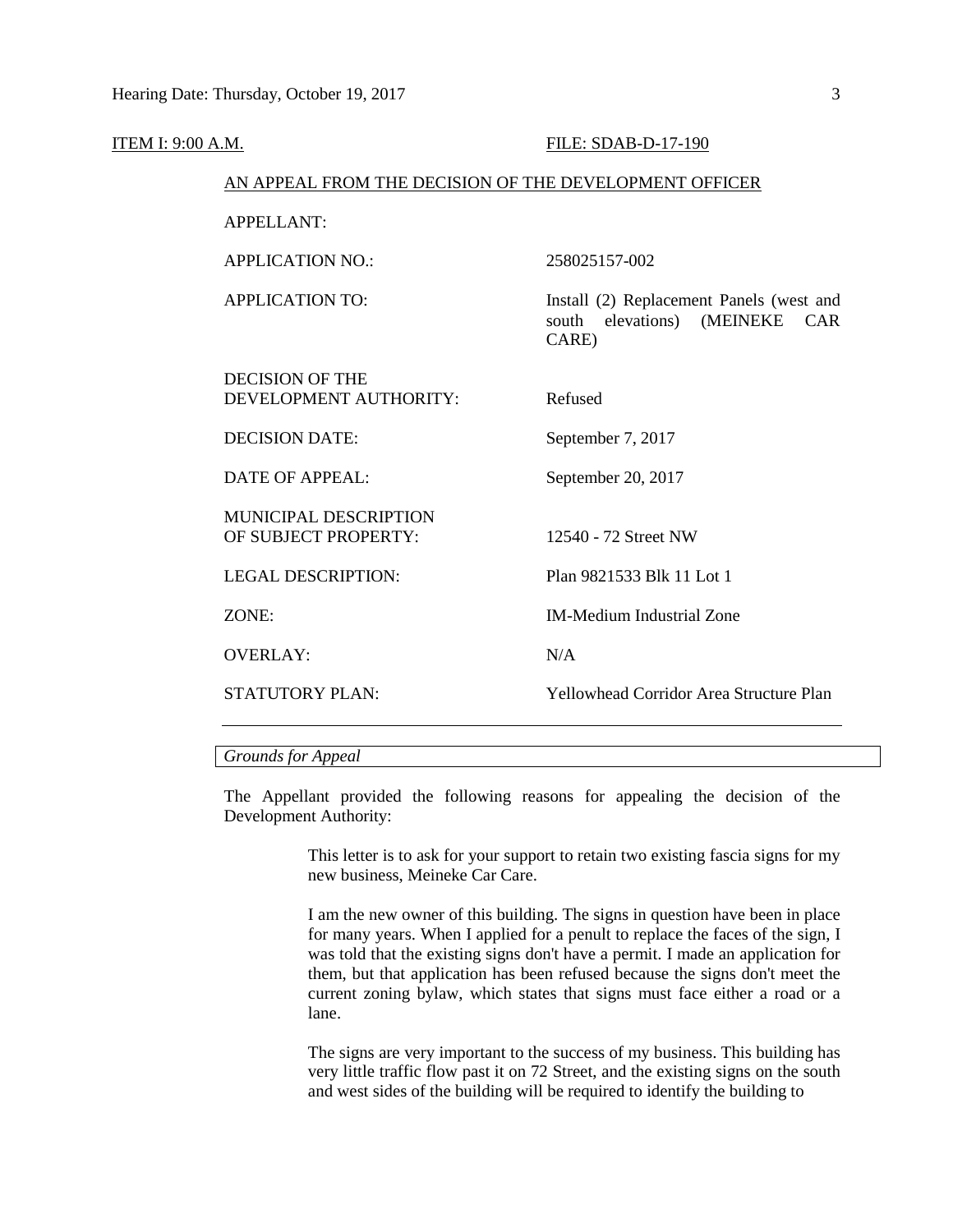ITEM I: 9:00 A.M. FILE: SDAB-D-17-190

AN APPEAL FROM THE DECISION OF THE DEVELOPMENT OFFICER

| | |
|---|---|
| APPELLANT: | |
| APPLICATION NO.: | 258025157-002 |
| APPLICATION TO: | Install (2) Replacement Panels (west and south elevations) (MEINEKE CAR CARE) |
| DECISION OF THE DEVELOPMENT AUTHORITY: | Refused |
| DECISION DATE: | September 7, 2017 |
| DATE OF APPEAL: | September 20, 2017 |
| MUNICIPAL DESCRIPTION OF SUBJECT PROPERTY: | 12540 - 72 Street NW |
| LEGAL DESCRIPTION: | Plan 9821533 Blk 11 Lot 1 |
| ZONE: | IM-Medium Industrial Zone |
| OVERLAY: | N/A |
| STATUTORY PLAN: | Yellowhead Corridor Area Structure Plan |

---

*Grounds for Appeal*

The Appellant provided the following reasons for appealing the decision of the Development Authority:

> This letter is to ask for your support to retain two existing fascia signs for my new business, Meineke Car Care.
>
> I am the new owner of this building. The signs in question have been in place for many years. When I applied for a penult to replace the faces of the sign, I was told that the existing signs don't have a permit. I made an application for them, but that application has been refused because the signs don't meet the current zoning bylaw, which states that signs must face either a road or a lane.
>
> The signs are very important to the success of my business. This building has very little traffic flow past it on 72 Street, and the existing signs on the south and west sides of the building will be required to identify the building to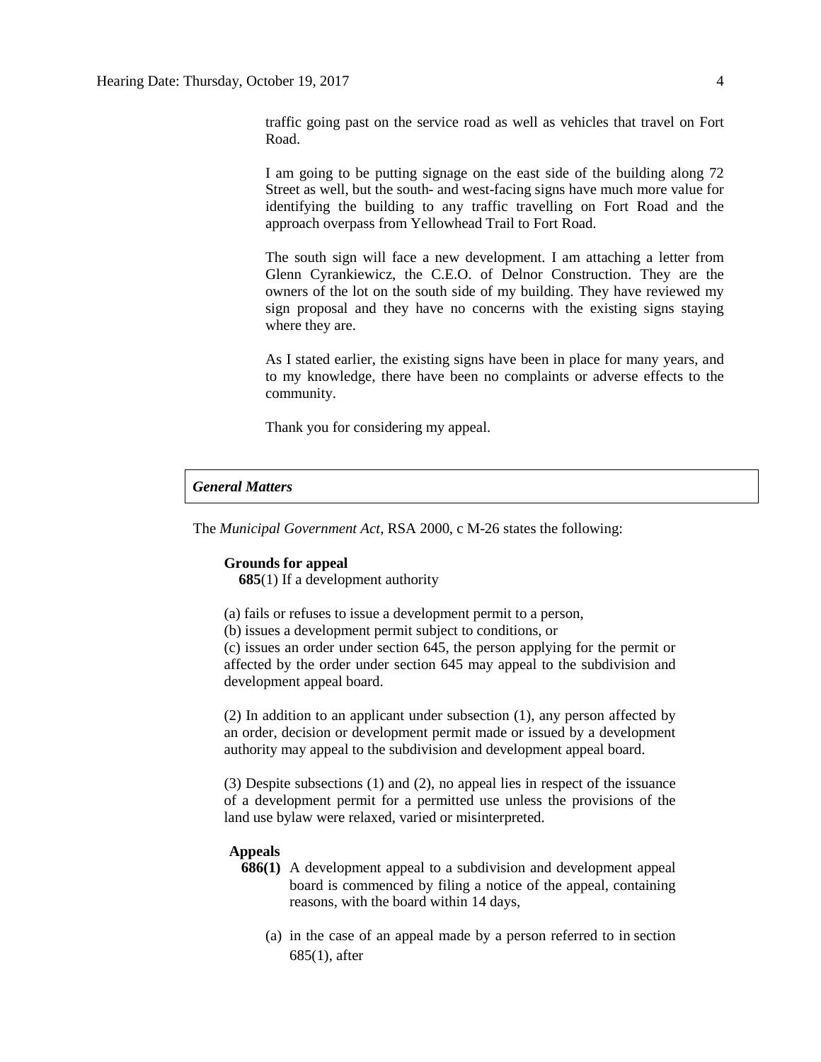traffic going past on the service road as well as vehicles that travel on Fort Road.

I am going to be putting signage on the east side of the building along 72 Street as well, but the south- and west-facing signs have much more value for identifying the building to any traffic travelling on Fort Road and the approach overpass from Yellowhead Trail to Fort Road.

The south sign will face a new development. I am attaching a letter from Glenn Cyrankiewicz, the C.E.O. of Delnor Construction. They are the owners of the lot on the south side of my building. They have reviewed my sign proposal and they have no concerns with the existing signs staying where they are.

As I stated earlier, the existing signs have been in place for many years, and to my knowledge, there have been no complaints or adverse effects to the community.

Thank you for considering my appeal.

## *General Matters*

The *Municipal Government Act*, RSA 2000, c M-26 states the following:

**Grounds for appeal**

**685**(1) If a development authority

(a) fails or refuses to issue a development permit to a person,

(b) issues a development permit subject to conditions, or

(c) issues an order under section 645, the person applying for the permit or affected by the order under section 645 may appeal to the subdivision and development appeal board.

(2) In addition to an applicant under subsection (1), any person affected by an order, decision or development permit made or issued by a development authority may appeal to the subdivision and development appeal board.

(3) Despite subsections (1) and (2), no appeal lies in respect of the issuance of a development permit for a permitted use unless the provisions of the land use bylaw were relaxed, varied or misinterpreted.

**Appeals**

**686(1)** A development appeal to a subdivision and development appeal board is commenced by filing a notice of the appeal, containing reasons, with the board within 14 days,

(a) in the case of an appeal made by a person referred to in section 685(1), after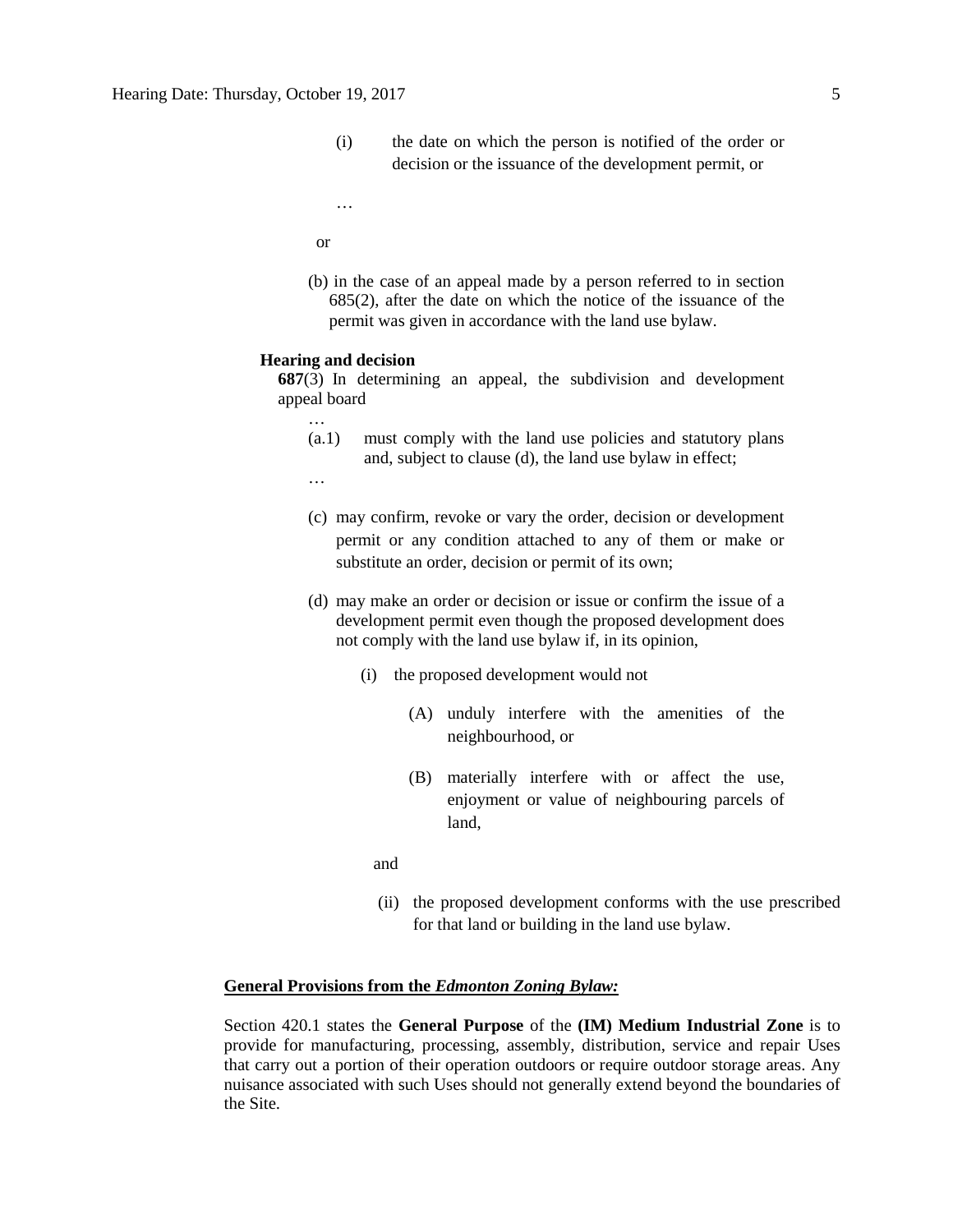(i) the date on which the person is notified of the order or decision or the issuance of the development permit, or

…

or

(b) in the case of an appeal made by a person referred to in section 685(2), after the date on which the notice of the issuance of the permit was given in accordance with the land use bylaw.

**Hearing and decision**

**687**(3) In determining an appeal, the subdivision and development appeal board

…

(a.1) must comply with the land use policies and statutory plans and, subject to clause (d), the land use bylaw in effect;

…

(c) may confirm, revoke or vary the order, decision or development permit or any condition attached to any of them or make or substitute an order, decision or permit of its own;

(d) may make an order or decision or issue or confirm the issue of a development permit even though the proposed development does not comply with the land use bylaw if, in its opinion,

(i) the proposed development would not

(A) unduly interfere with the amenities of the neighbourhood, or

(B) materially interfere with or affect the use, enjoyment or value of neighbouring parcels of land,

and

(ii) the proposed development conforms with the use prescribed for that land or building in the land use bylaw.

**General Provisions from the *Edmonton Zoning Bylaw:***

Section 420.1 states the **General Purpose** of the **(IM) Medium Industrial Zone** is to provide for manufacturing, processing, assembly, distribution, service and repair Uses that carry out a portion of their operation outdoors or require outdoor storage areas. Any nuisance associated with such Uses should not generally extend beyond the boundaries of the Site.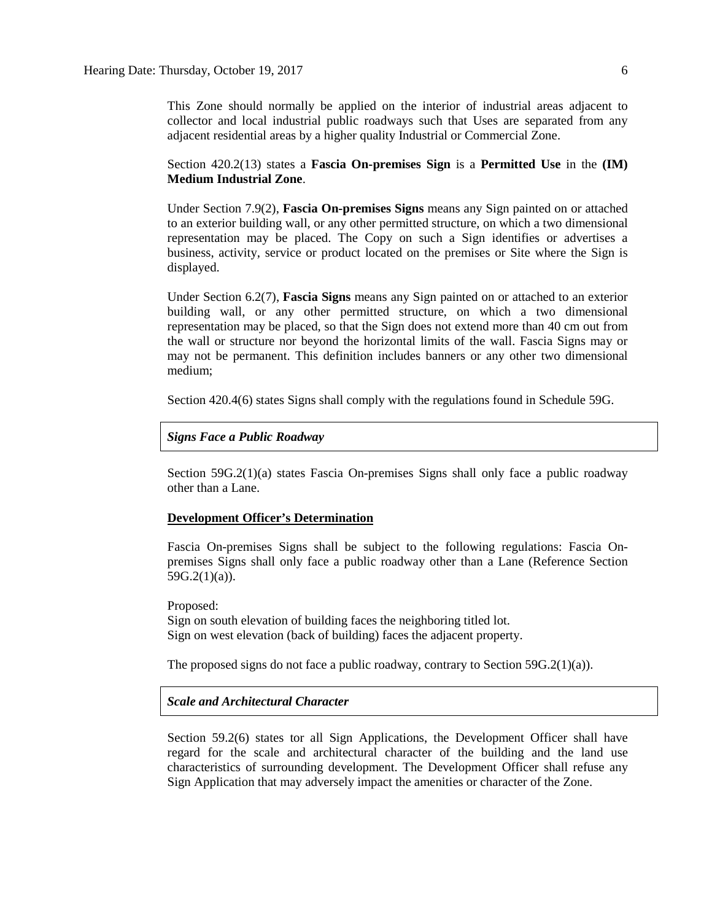This Zone should normally be applied on the interior of industrial areas adjacent to collector and local industrial public roadways such that Uses are separated from any adjacent residential areas by a higher quality Industrial or Commercial Zone.

Section 420.2(13) states a **Fascia On-premises Sign** is a **Permitted Use** in the **(IM) Medium Industrial Zone**.

Under Section 7.9(2), **Fascia On-premises Signs** means any Sign painted on or attached to an exterior building wall, or any other permitted structure, on which a two dimensional representation may be placed. The Copy on such a Sign identifies or advertises a business, activity, service or product located on the premises or Site where the Sign is displayed.

Under Section 6.2(7), **Fascia Signs** means any Sign painted on or attached to an exterior building wall, or any other permitted structure, on which a two dimensional representation may be placed, so that the Sign does not extend more than 40 cm out from the wall or structure nor beyond the horizontal limits of the wall. Fascia Signs may or may not be permanent. This definition includes banners or any other two dimensional medium;

Section 420.4(6) states Signs shall comply with the regulations found in Schedule 59G.

***Signs Face a Public Roadway***

Section 59G.2(1)(a) states Fascia On-premises Signs shall only face a public roadway other than a Lane.

**Development Officer's Determination**

Fascia On-premises Signs shall be subject to the following regulations: Fascia On-premises Signs shall only face a public roadway other than a Lane (Reference Section 59G.2(1)(a)).

Proposed:
Sign on south elevation of building faces the neighboring titled lot.
Sign on west elevation (back of building) faces the adjacent property.

The proposed signs do not face a public roadway, contrary to Section 59G.2(1)(a)).

***Scale and Architectural Character***

Section 59.2(6) states tor all Sign Applications, the Development Officer shall have regard for the scale and architectural character of the building and the land use characteristics of surrounding development. The Development Officer shall refuse any Sign Application that may adversely impact the amenities or character of the Zone.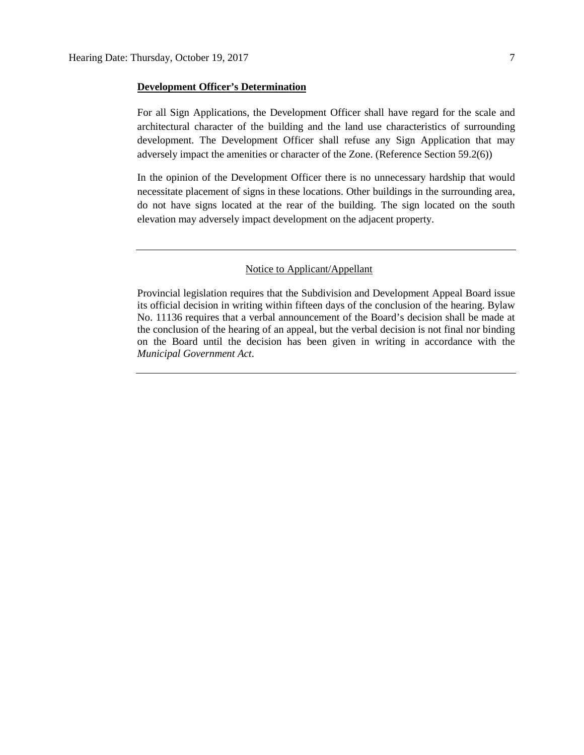**Development Officer's Determination**

For all Sign Applications, the Development Officer shall have regard for the scale and architectural character of the building and the land use characteristics of surrounding development. The Development Officer shall refuse any Sign Application that may adversely impact the amenities or character of the Zone. (Reference Section 59.2(6))

In the opinion of the Development Officer there is no unnecessary hardship that would necessitate placement of signs in these locations. Other buildings in the surrounding area, do not have signs located at the rear of the building. The sign located on the south elevation may adversely impact development on the adjacent property.

---

Notice to Applicant/Appellant

Provincial legislation requires that the Subdivision and Development Appeal Board issue its official decision in writing within fifteen days of the conclusion of the hearing. Bylaw No. 11136 requires that a verbal announcement of the Board's decision shall be made at the conclusion of the hearing of an appeal, but the verbal decision is not final nor binding on the Board until the decision has been given in writing in accordance with the *Municipal Government Act*.

---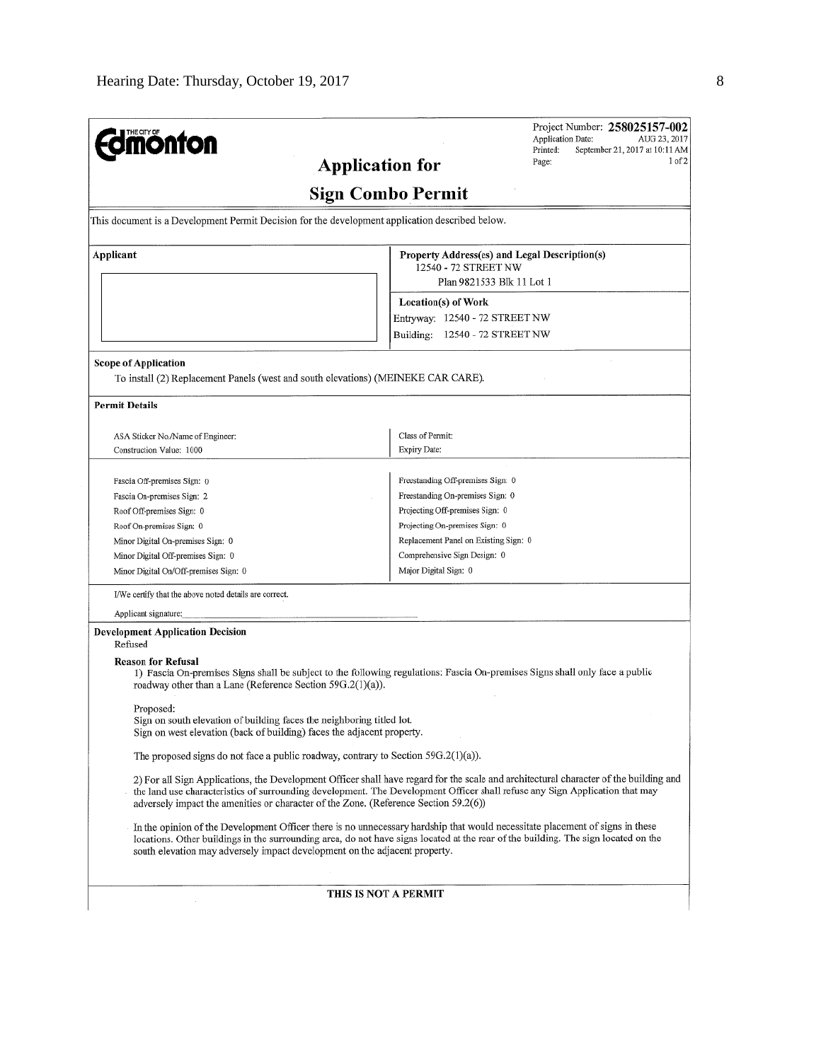Edmonton

Project Number: **258025157-002**
Application Date: AUG 23, 2017
Printed: September 21, 2017 at 10:11 AM
Page: 1 of 2

# Application for

# Sign Combo Permit

This document is a Development Permit Decision for the development application described below.

| Applicant | Property Address(es) and Legal Description(s) |
|---|---|
| | 12540 - 72 STREET NW<br>Plan 9821533 Blk 11 Lot 1 |
| | **Location(s) of Work**<br>Entryway: 12540 - 72 STREET NW<br>Building: 12540 - 72 STREET NW |

**Scope of Application**

To install (2) Replacement Panels (west and south elevations) (MEINEKE CAR CARE).

**Permit Details**

| | |
|---|---|
| ASA Sticker No./Name of Engineer: | Class of Permit: |
| Construction Value: 1000 | Expiry Date: |
| Fascia Off-premises Sign: 0 | Freestanding Off-premises Sign: 0 |
| Fascia On-premises Sign: 2 | Freestanding On-premises Sign: 0 |
| Roof Off-premises Sign: 0 | Projecting Off-premises Sign: 0 |
| Roof On-premises Sign: 0 | Projecting On-premises Sign: 0 |
| Minor Digital On-premises Sign: 0 | Replacement Panel on Existing Sign: 0 |
| Minor Digital Off-premises Sign: 0 | Comprehensive Sign Design: 0 |
| Minor Digital On/Off-premises Sign: 0 | Major Digital Sign: 0 |

I/We certify that the above noted details are correct.

Applicant signature:

**Development Application Decision**

Refused

**Reason for Refusal**

1) Fascia On-premises Signs shall be subject to the following regulations: Fascia On-premises Signs shall only face a public roadway other than a Lane (Reference Section 59G.2(1)(a)).

Proposed:
Sign on south elevation of building faces the neighboring titled lot.
Sign on west elevation (back of building) faces the adjacent property.

The proposed signs do not face a public roadway, contrary to Section 59G.2(1)(a)).

2) For all Sign Applications, the Development Officer shall have regard for the scale and architectural character of the building and the land use characteristics of surrounding development. The Development Officer shall refuse any Sign Application that may adversely impact the amenities or character of the Zone. (Reference Section 59.2(6))

In the opinion of the Development Officer there is no unnecessary hardship that would necessitate placement of signs in these locations. Other buildings in the surrounding area, do not have signs located at the rear of the building. The sign located on the south elevation may adversely impact development on the adjacent property.

**THIS IS NOT A PERMIT**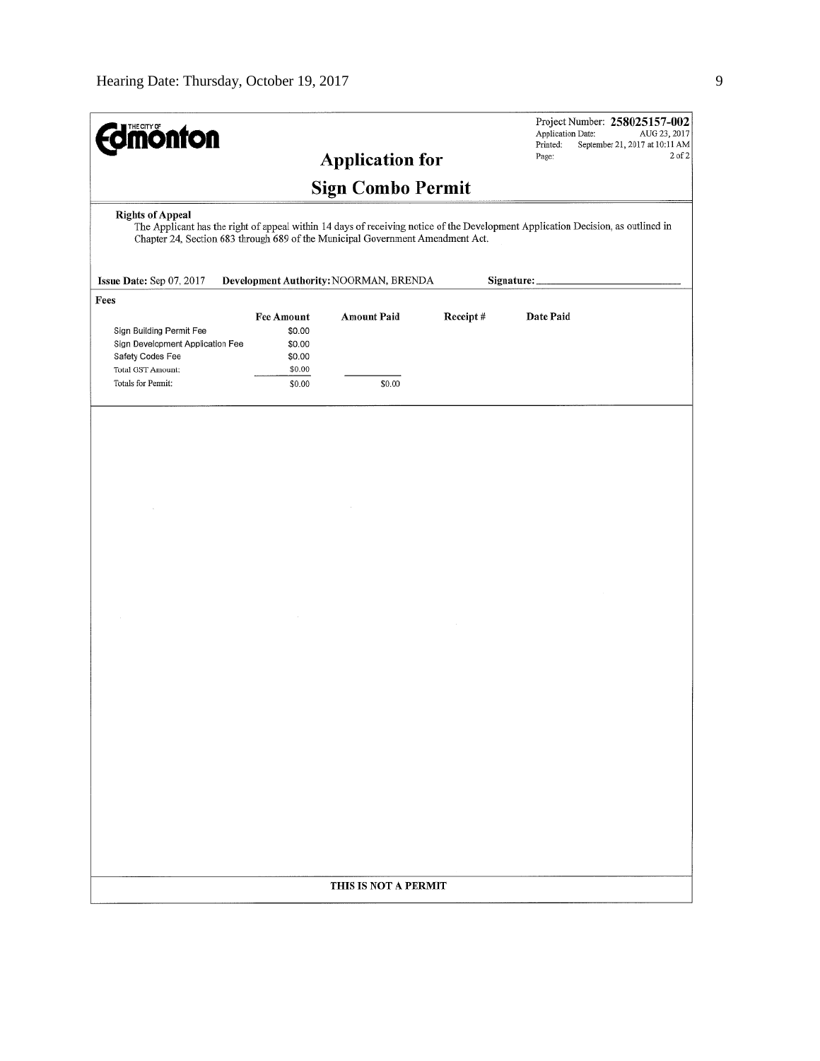The City of Edmonton

Project Number: **258025157-002**
Application Date: AUG 23, 2017
Printed: September 21, 2017 at 10:11 AM
Page: 2 of 2

# Application for Sign Combo Permit

**Rights of Appeal**

The Applicant has the right of appeal within 14 days of receiving notice of the Development Application Decision, as outlined in Chapter 24, Section 683 through 689 of the Municipal Government Amendment Act.

**Issue Date:** Sep 07, 2017 **Development Authority:** NOORMAN, BRENDA **Signature:** ____________________

**Fees**

| | Fee Amount | Amount Paid | Receipt # | Date Paid |
|---|---|---|---|---|
| Sign Building Permit Fee | $0.00 | | | |
| Sign Development Application Fee | $0.00 | | | |
| Safety Codes Fee | $0.00 | | | |
| Total GST Amount: | $0.00 | | | |
| Totals for Permit: | $0.00 | $0.00 | | |

**THIS IS NOT A PERMIT**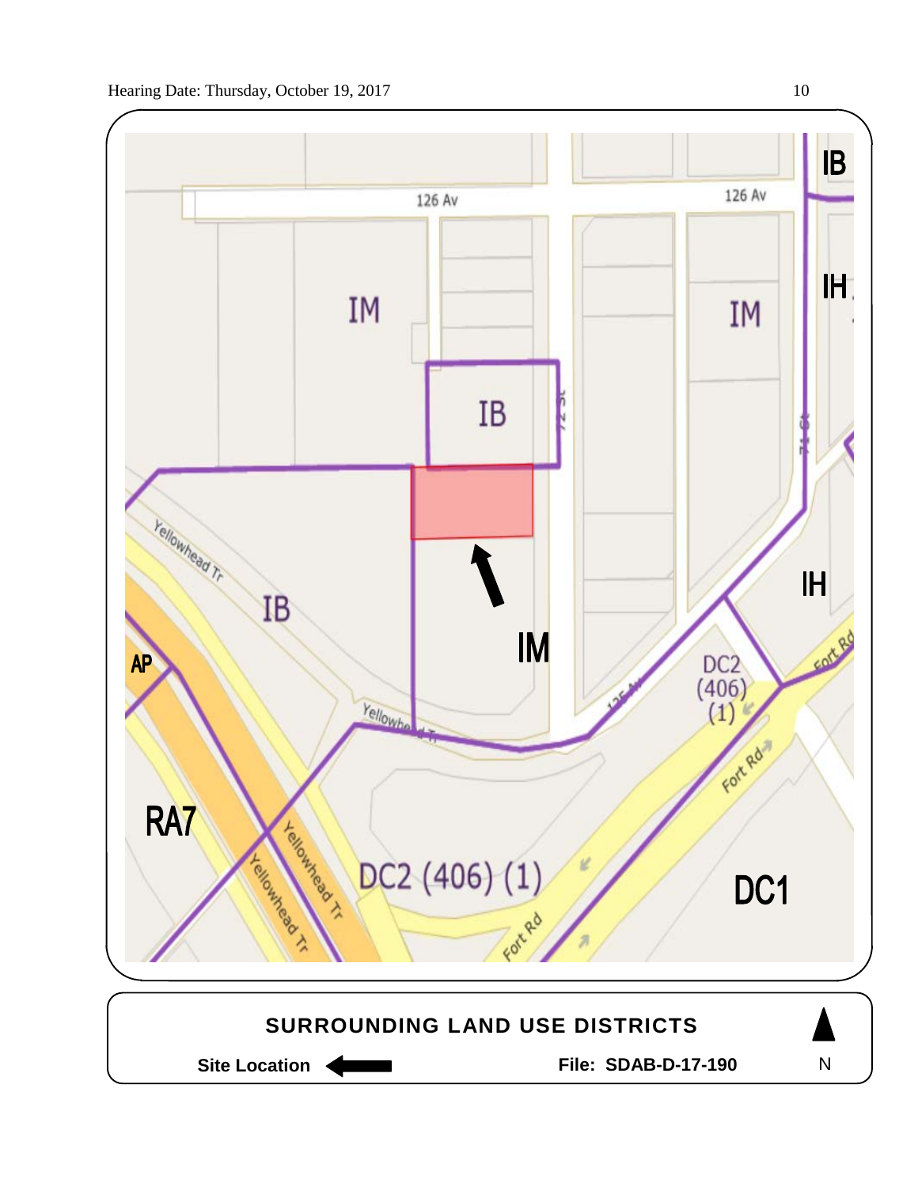SURROUNDING LAND USE DISTRICTS

**Site Location** ⟵ **File: SDAB-D-17-190** N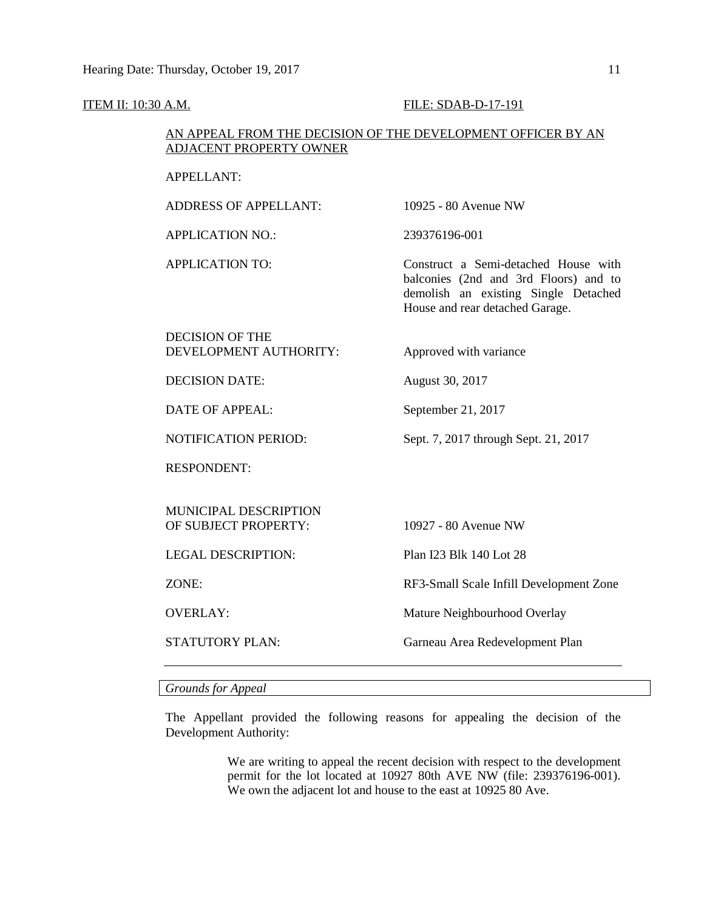ITEM II: 10:30 A.M. FILE: SDAB-D-17-191

AN APPEAL FROM THE DECISION OF THE DEVELOPMENT OFFICER BY AN ADJACENT PROPERTY OWNER

| | |
|---|---|
| APPELLANT: | |
| ADDRESS OF APPELLANT: | 10925 - 80 Avenue NW |
| APPLICATION NO.: | 239376196-001 |
| APPLICATION TO: | Construct a Semi-detached House with balconies (2nd and 3rd Floors) and to demolish an existing Single Detached House and rear detached Garage. |
| DECISION OF THE DEVELOPMENT AUTHORITY: | Approved with variance |
| DECISION DATE: | August 30, 2017 |
| DATE OF APPEAL: | September 21, 2017 |
| NOTIFICATION PERIOD: | Sept. 7, 2017 through Sept. 21, 2017 |
| RESPONDENT: | |
| MUNICIPAL DESCRIPTION OF SUBJECT PROPERTY: | 10927 - 80 Avenue NW |
| LEGAL DESCRIPTION: | Plan I23 Blk 140 Lot 28 |
| ZONE: | RF3-Small Scale Infill Development Zone |
| OVERLAY: | Mature Neighbourhood Overlay |
| STATUTORY PLAN: | Garneau Area Redevelopment Plan |

*Grounds for Appeal*

The Appellant provided the following reasons for appealing the decision of the Development Authority:

> We are writing to appeal the recent decision with respect to the development permit for the lot located at 10927 80th AVE NW (file: 239376196-001). We own the adjacent lot and house to the east at 10925 80 Ave.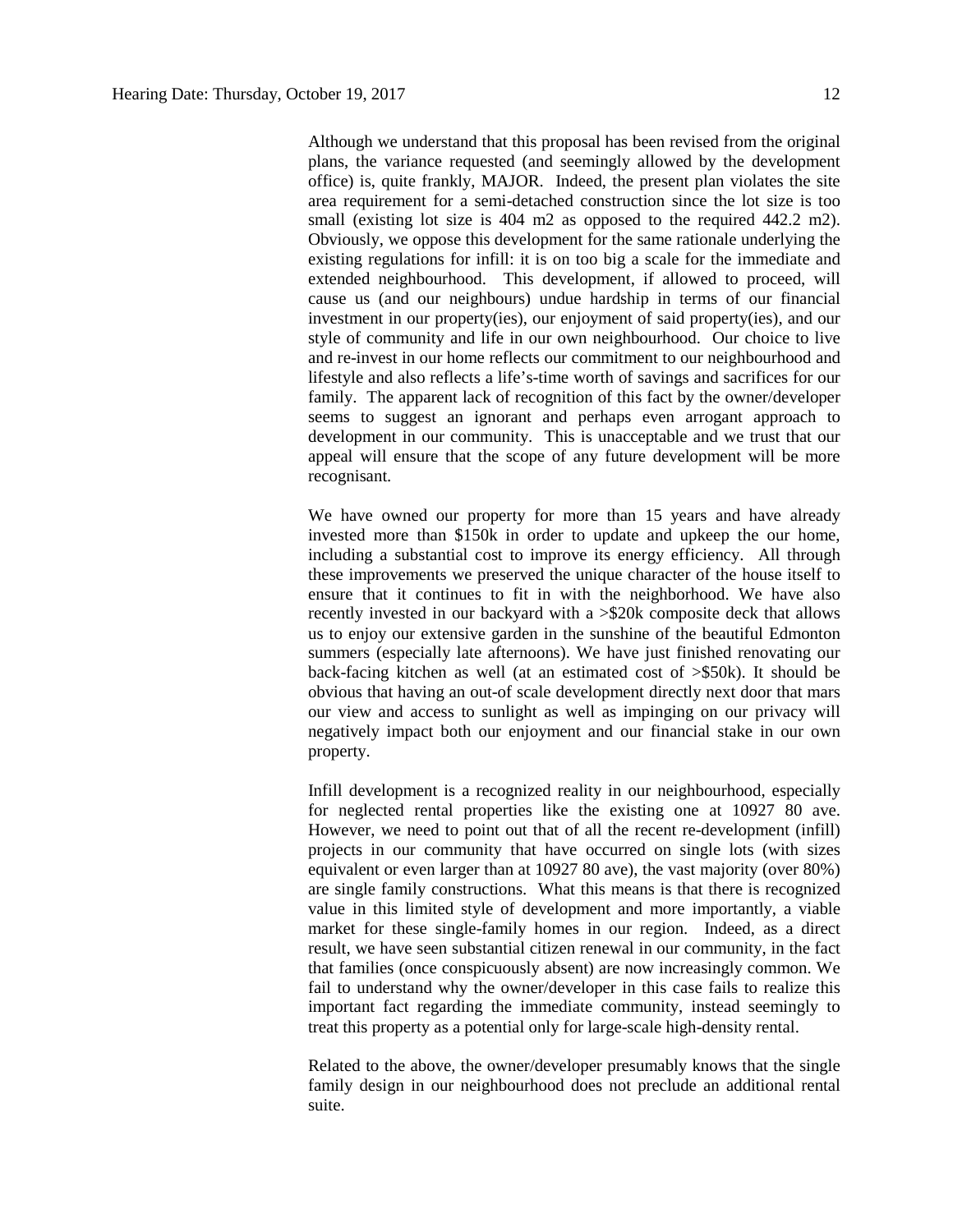Although we understand that this proposal has been revised from the original plans, the variance requested (and seemingly allowed by the development office) is, quite frankly, MAJOR. Indeed, the present plan violates the site area requirement for a semi-detached construction since the lot size is too small (existing lot size is 404 m2 as opposed to the required 442.2 m2). Obviously, we oppose this development for the same rationale underlying the existing regulations for infill: it is on too big a scale for the immediate and extended neighbourhood. This development, if allowed to proceed, will cause us (and our neighbours) undue hardship in terms of our financial investment in our property(ies), our enjoyment of said property(ies), and our style of community and life in our own neighbourhood. Our choice to live and re-invest in our home reflects our commitment to our neighbourhood and lifestyle and also reflects a life's-time worth of savings and sacrifices for our family. The apparent lack of recognition of this fact by the owner/developer seems to suggest an ignorant and perhaps even arrogant approach to development in our community. This is unacceptable and we trust that our appeal will ensure that the scope of any future development will be more recognisant.

We have owned our property for more than 15 years and have already invested more than $150k in order to update and upkeep the our home, including a substantial cost to improve its energy efficiency. All through these improvements we preserved the unique character of the house itself to ensure that it continues to fit in with the neighborhood. We have also recently invested in our backyard with a >$20k composite deck that allows us to enjoy our extensive garden in the sunshine of the beautiful Edmonton summers (especially late afternoons). We have just finished renovating our back-facing kitchen as well (at an estimated cost of >$50k). It should be obvious that having an out-of scale development directly next door that mars our view and access to sunlight as well as impinging on our privacy will negatively impact both our enjoyment and our financial stake in our own property.

Infill development is a recognized reality in our neighbourhood, especially for neglected rental properties like the existing one at 10927 80 ave. However, we need to point out that of all the recent re-development (infill) projects in our community that have occurred on single lots (with sizes equivalent or even larger than at 10927 80 ave), the vast majority (over 80%) are single family constructions. What this means is that there is recognized value in this limited style of development and more importantly, a viable market for these single-family homes in our region. Indeed, as a direct result, we have seen substantial citizen renewal in our community, in the fact that families (once conspicuously absent) are now increasingly common. We fail to understand why the owner/developer in this case fails to realize this important fact regarding the immediate community, instead seemingly to treat this property as a potential only for large-scale high-density rental.

Related to the above, the owner/developer presumably knows that the single family design in our neighbourhood does not preclude an additional rental suite.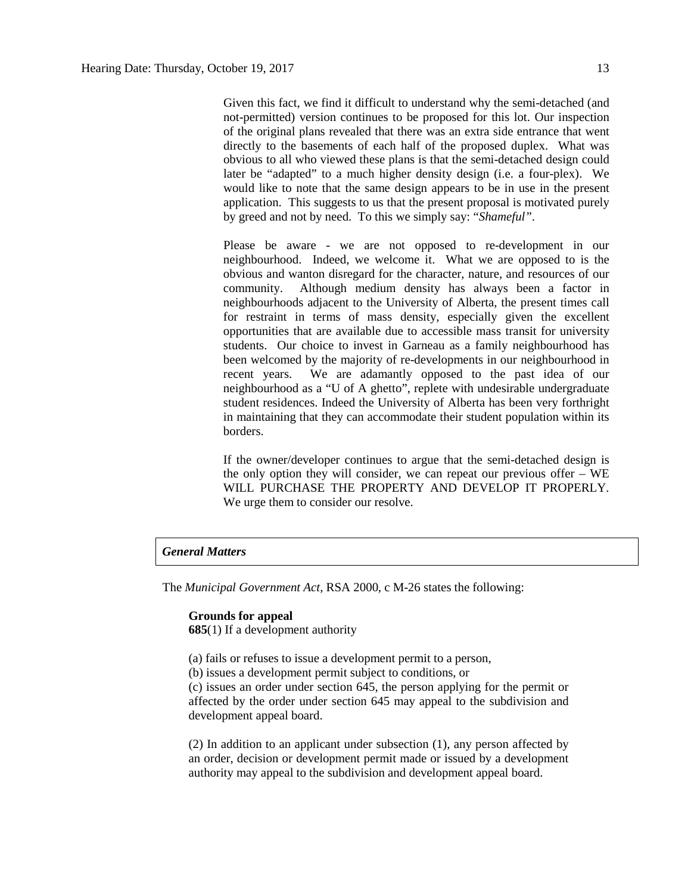Given this fact, we find it difficult to understand why the semi-detached (and not-permitted) version continues to be proposed for this lot. Our inspection of the original plans revealed that there was an extra side entrance that went directly to the basements of each half of the proposed duplex. What was obvious to all who viewed these plans is that the semi-detached design could later be "adapted" to a much higher density design (i.e. a four-plex). We would like to note that the same design appears to be in use in the present application. This suggests to us that the present proposal is motivated purely by greed and not by need. To this we simply say: "*Shameful*".

Please be aware - we are not opposed to re-development in our neighbourhood. Indeed, we welcome it. What we are opposed to is the obvious and wanton disregard for the character, nature, and resources of our community. Although medium density has always been a factor in neighbourhoods adjacent to the University of Alberta, the present times call for restraint in terms of mass density, especially given the excellent opportunities that are available due to accessible mass transit for university students. Our choice to invest in Garneau as a family neighbourhood has been welcomed by the majority of re-developments in our neighbourhood in recent years. We are adamantly opposed to the past idea of our neighbourhood as a "U of A ghetto", replete with undesirable undergraduate student residences. Indeed the University of Alberta has been very forthright in maintaining that they can accommodate their student population within its borders.

If the owner/developer continues to argue that the semi-detached design is the only option they will consider, we can repeat our previous offer – WE WILL PURCHASE THE PROPERTY AND DEVELOP IT PROPERLY. We urge them to consider our resolve.

## *General Matters*

The *Municipal Government Act*, RSA 2000, c M-26 states the following:

**Grounds for appeal**
**685**(1) If a development authority

(a) fails or refuses to issue a development permit to a person,
(b) issues a development permit subject to conditions, or
(c) issues an order under section 645, the person applying for the permit or affected by the order under section 645 may appeal to the subdivision and development appeal board.

(2) In addition to an applicant under subsection (1), any person affected by an order, decision or development permit made or issued by a development authority may appeal to the subdivision and development appeal board.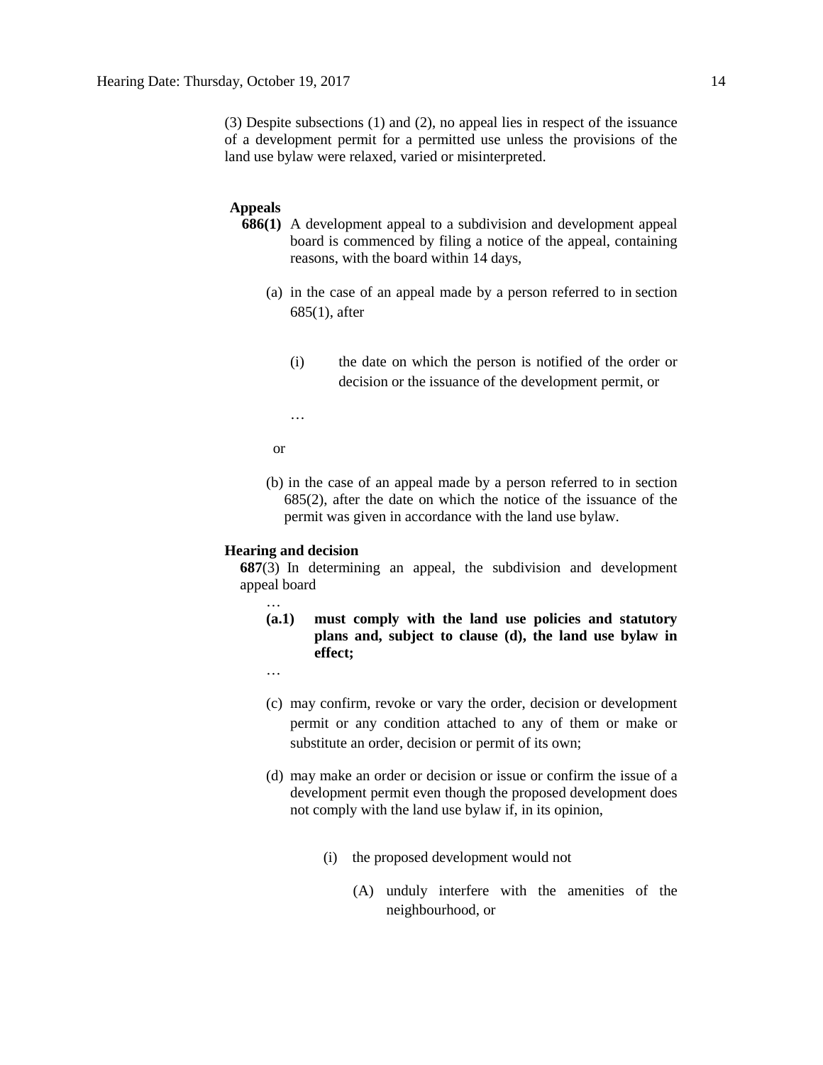(3) Despite subsections (1) and (2), no appeal lies in respect of the issuance of a development permit for a permitted use unless the provisions of the land use bylaw were relaxed, varied or misinterpreted.

**Appeals**

**686(1)** A development appeal to a subdivision and development appeal board is commenced by filing a notice of the appeal, containing reasons, with the board within 14 days,

(a) in the case of an appeal made by a person referred to in section 685(1), after

(i) the date on which the person is notified of the order or decision or the issuance of the development permit, or

…

or

(b) in the case of an appeal made by a person referred to in section 685(2), after the date on which the notice of the issuance of the permit was given in accordance with the land use bylaw.

**Hearing and decision**

**687**(3) In determining an appeal, the subdivision and development appeal board

…

**(a.1) must comply with the land use policies and statutory plans and, subject to clause (d), the land use bylaw in effect;**

…

(c) may confirm, revoke or vary the order, decision or development permit or any condition attached to any of them or make or substitute an order, decision or permit of its own;

(d) may make an order or decision or issue or confirm the issue of a development permit even though the proposed development does not comply with the land use bylaw if, in its opinion,

(i) the proposed development would not

(A) unduly interfere with the amenities of the neighbourhood, or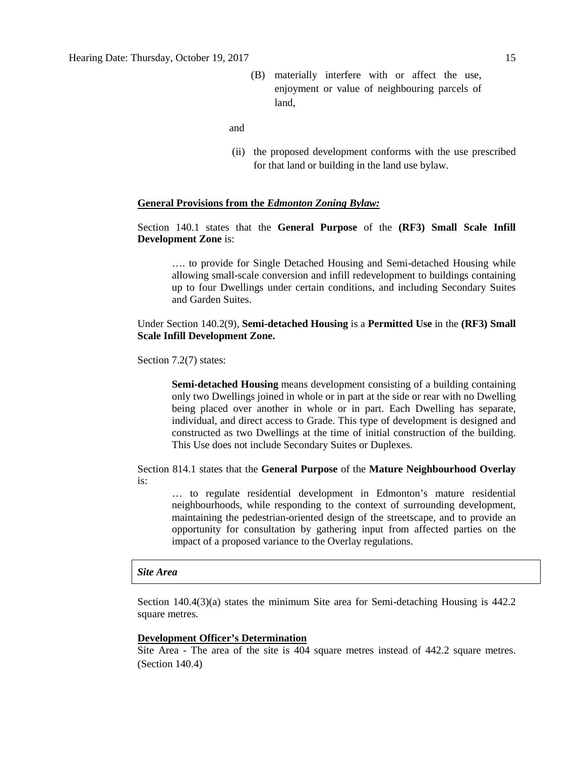(B) materially interfere with or affect the use, enjoyment or value of neighbouring parcels of land,

and

(ii) the proposed development conforms with the use prescribed for that land or building in the land use bylaw.

**General Provisions from the *Edmonton Zoning Bylaw:***

Section 140.1 states that the **General Purpose** of the **(RF3) Small Scale Infill Development Zone** is:

> …. to provide for Single Detached Housing and Semi-detached Housing while allowing small-scale conversion and infill redevelopment to buildings containing up to four Dwellings under certain conditions, and including Secondary Suites and Garden Suites.

Under Section 140.2(9), **Semi-detached Housing** is a **Permitted Use** in the **(RF3) Small Scale Infill Development Zone.**

Section 7.2(7) states:

> **Semi-detached Housing** means development consisting of a building containing only two Dwellings joined in whole or in part at the side or rear with no Dwelling being placed over another in whole or in part. Each Dwelling has separate, individual, and direct access to Grade. This type of development is designed and constructed as two Dwellings at the time of initial construction of the building. This Use does not include Secondary Suites or Duplexes.

Section 814.1 states that the **General Purpose** of the **Mature Neighbourhood Overlay** is:

> … to regulate residential development in Edmonton's mature residential neighbourhoods, while responding to the context of surrounding development, maintaining the pedestrian-oriented design of the streetscape, and to provide an opportunity for consultation by gathering input from affected parties on the impact of a proposed variance to the Overlay regulations.

***Site Area***

Section 140.4(3)(a) states the minimum Site area for Semi-detaching Housing is 442.2 square metres.

**Development Officer's Determination**

Site Area - The area of the site is 404 square metres instead of 442.2 square metres. (Section 140.4)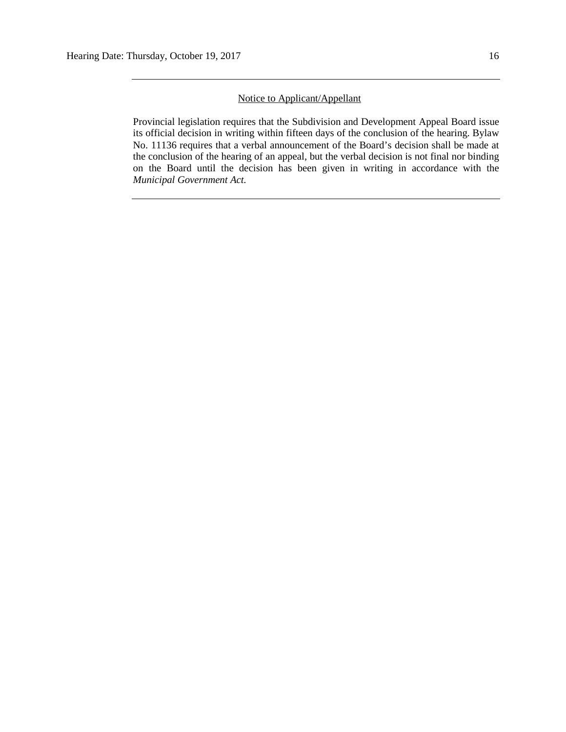---

Notice to Applicant/Appellant

Provincial legislation requires that the Subdivision and Development Appeal Board issue its official decision in writing within fifteen days of the conclusion of the hearing. Bylaw No. 11136 requires that a verbal announcement of the Board's decision shall be made at the conclusion of the hearing of an appeal, but the verbal decision is not final nor binding on the Board until the decision has been given in writing in accordance with the *Municipal Government Act*.

---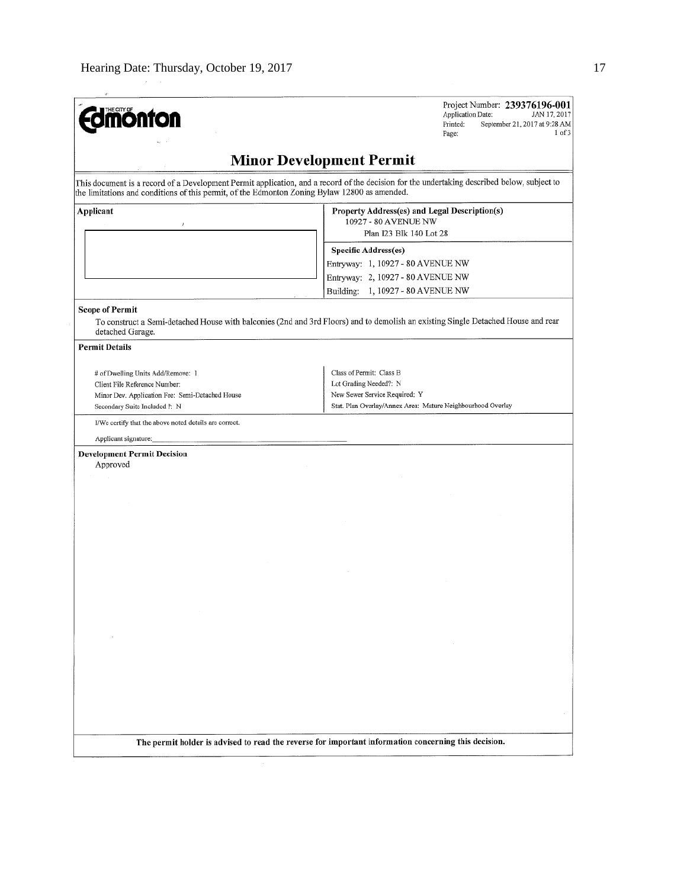THE CITY OF Edmonton

Project Number: **239376196-001**
Application Date: JAN 17, 2017
Printed: September 21, 2017 at 9:28 AM
Page: 1 of 3

# Minor Development Permit

This document is a record of a Development Permit application, and a record of the decision for the undertaking described below, subject to the limitations and conditions of this permit, of the Edmonton Zoning Bylaw 12800 as amended.

| Applicant | Property Address(es) and Legal Description(s) |
|---|---|
| | 10927 - 80 AVENUE NW<br>Plan I23 Blk 140 Lot 28 |
| | **Specific Address(es)**<br>Entryway: 1, 10927 - 80 AVENUE NW<br>Entryway: 2, 10927 - 80 AVENUE NW<br>Building: 1, 10927 - 80 AVENUE NW |

**Scope of Permit**

To construct a Semi-detached House with balconies (2nd and 3rd Floors) and to demolish an existing Single Detached House and rear detached Garage.

**Permit Details**

| | |
|---|---|
| # of Dwelling Units Add/Remove: 1 | Class of Permit: Class B |
| Client File Reference Number: | Lot Grading Needed?: N |
| Minor Dev. Application Fee: Semi-Detached House | New Sewer Service Required: Y |
| Secondary Suite Included ?: N | Stat. Plan Overlay/Annex Area: Mature Neighbourhood Overlay |

I/We certify that the above noted details are correct.

Applicant signature:

**Development Permit Decision**

Approved

**The permit holder is advised to read the reverse for important information concerning this decision.**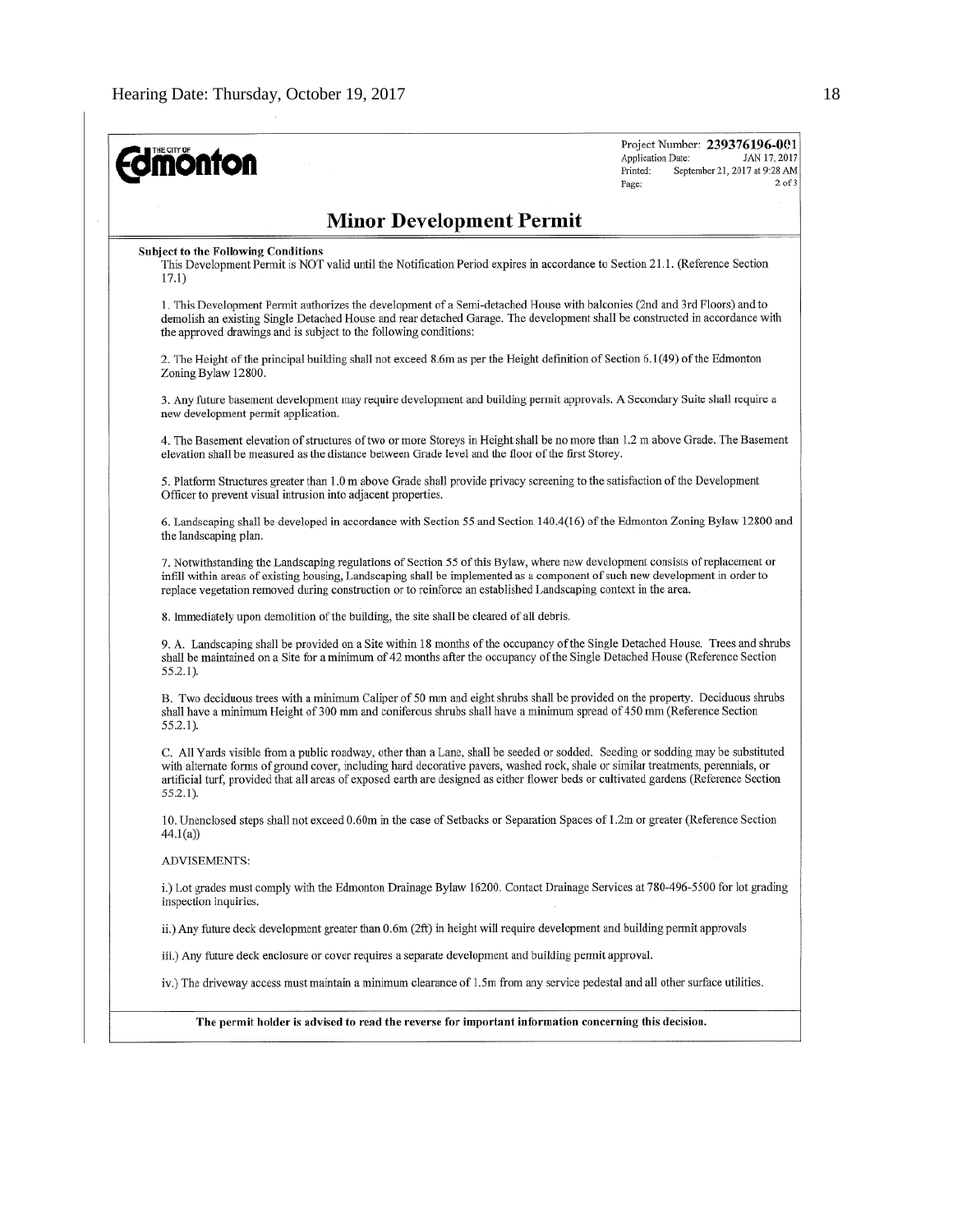Project Number: **239376196-001**
Application Date: JAN 17, 2017
Printed: September 21, 2017 at 9:28 AM
Page: 2 of 3

# Minor Development Permit

**Subject to the Following Conditions**

This Development Permit is NOT valid until the Notification Period expires in accordance to Section 21.1. (Reference Section 17.1)

1. This Development Permit authorizes the development of a Semi-detached House with balconies (2nd and 3rd Floors) and to demolish an existing Single Detached House and rear detached Garage. The development shall be constructed in accordance with the approved drawings and is subject to the following conditions:

2. The Height of the principal building shall not exceed 8.6m as per the Height definition of Section 6.1(49) of the Edmonton Zoning Bylaw 12800.

3. Any future basement development may require development and building permit approvals. A Secondary Suite shall require a new development permit application.

4. The Basement elevation of structures of two or more Storeys in Height shall be no more than 1.2 m above Grade. The Basement elevation shall be measured as the distance between Grade level and the floor of the first Storey.

5. Platform Structures greater than 1.0 m above Grade shall provide privacy screening to the satisfaction of the Development Officer to prevent visual intrusion into adjacent properties.

6. Landscaping shall be developed in accordance with Section 55 and Section 140.4(16) of the Edmonton Zoning Bylaw 12800 and the landscaping plan.

7. Notwithstanding the Landscaping regulations of Section 55 of this Bylaw, where new development consists of replacement or infill within areas of existing housing, Landscaping shall be implemented as a component of such new development in order to replace vegetation removed during construction or to reinforce an established Landscaping context in the area.

8. Immediately upon demolition of the building, the site shall be cleared of all debris.

9. A. Landscaping shall be provided on a Site within 18 months of the occupancy of the Single Detached House. Trees and shrubs shall be maintained on a Site for a minimum of 42 months after the occupancy of the Single Detached House (Reference Section 55.2.1).

B. Two deciduous trees with a minimum Caliper of 50 mm and eight shrubs shall be provided on the property. Deciduous shrubs shall have a minimum Height of 300 mm and coniferous shrubs shall have a minimum spread of 450 mm (Reference Section 55.2.1).

C. All Yards visible from a public roadway, other than a Lane, shall be seeded or sodded. Seeding or sodding may be substituted with alternate forms of ground cover, including hard decorative pavers, washed rock, shale or similar treatments, perennials, or artificial turf, provided that all areas of exposed earth are designed as either flower beds or cultivated gardens (Reference Section 55.2.1).

10. Unenclosed steps shall not exceed 0.60m in the case of Setbacks or Separation Spaces of 1.2m or greater (Reference Section 44.1(a))

ADVISEMENTS:

i.) Lot grades must comply with the Edmonton Drainage Bylaw 16200. Contact Drainage Services at 780-496-5500 for lot grading inspection inquiries.

ii.) Any future deck development greater than 0.6m (2ft) in height will require development and building permit approvals

iii.) Any future deck enclosure or cover requires a separate development and building permit approval.

iv.) The driveway access must maintain a minimum clearance of 1.5m from any service pedestal and all other surface utilities.

**The permit holder is advised to read the reverse for important information concerning this decision.**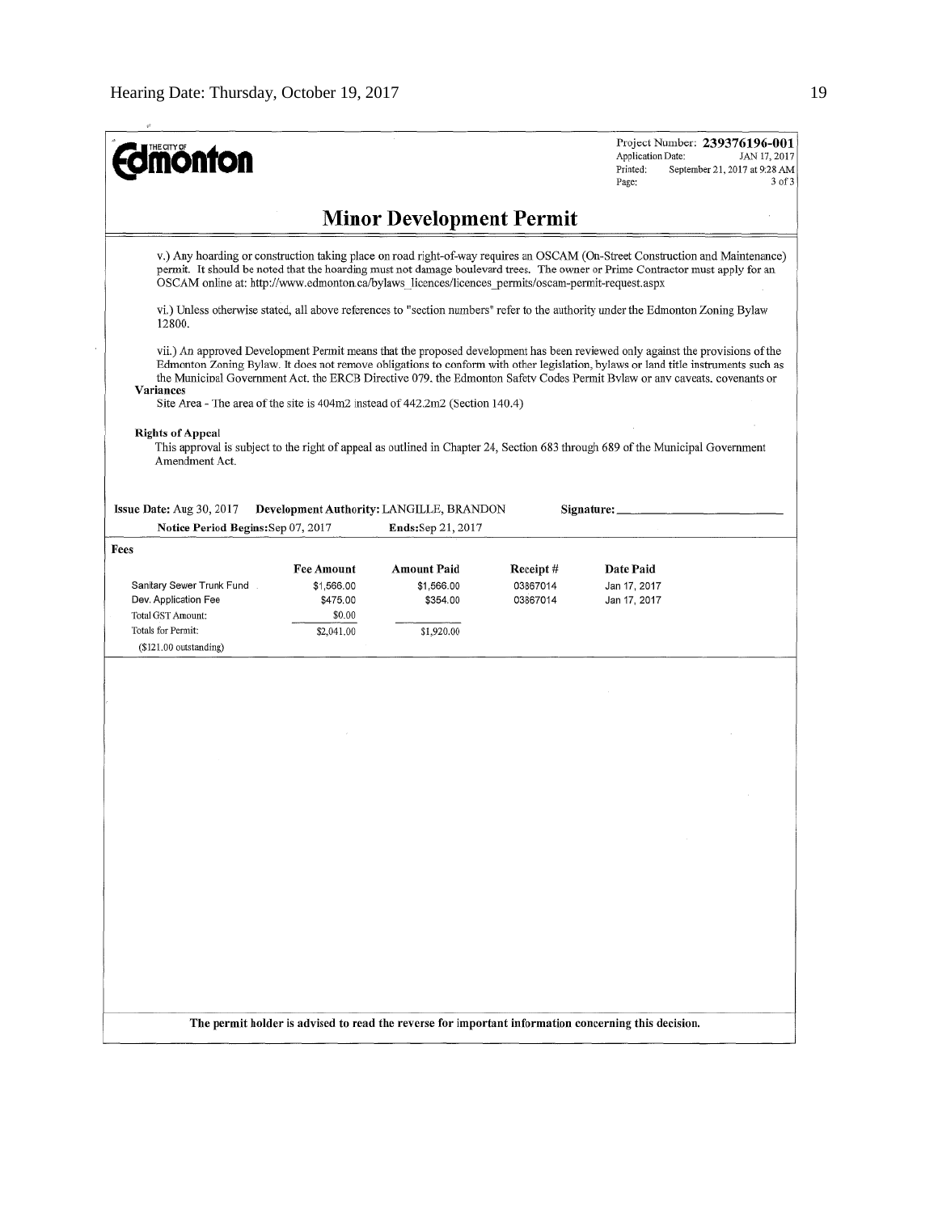**Edmonton**

Project Number: **239376196-001**
Application Date: JAN 17, 2017
Printed: September 21, 2017 at 9:28 AM
Page: 3 of 3

## Minor Development Permit

v.) Any hoarding or construction taking place on road right-of-way requires an OSCAM (On-Street Construction and Maintenance) permit. It should be noted that the hoarding must not damage boulevard trees. The owner or Prime Contractor must apply for an OSCAM online at: http://www.edmonton.ca/bylaws_licences/licences_permits/oscam-permit-request.aspx

vi.) Unless otherwise stated, all above references to "section numbers" refer to the authority under the Edmonton Zoning Bylaw 12800.

vii.) An approved Development Permit means that the proposed development has been reviewed only against the provisions of the Edmonton Zoning Bylaw. It does not remove obligations to conform with other legislation, bylaws or land title instruments such as the Municipal Government Act, the ERCB Directive 079, the Edmonton Safety Codes Permit Bylaw or any caveats, covenants or

**Variances**

Site Area - The area of the site is 404m2 instead of 442.2m2 (Section 140.4)

**Rights of Appeal**

This approval is subject to the right of appeal as outlined in Chapter 24, Section 683 through 689 of the Municipal Government Amendment Act.

**Issue Date:** Aug 30, 2017 **Development Authority:** LANGILLE, BRANDON **Signature:** \_\_\_\_\_\_\_\_\_\_\_\_\_\_\_\_

**Notice Period Begins:** Sep 07, 2017 **Ends:** Sep 21, 2017

**Fees**

| | Fee Amount | Amount Paid | Receipt # | Date Paid |
|---|---|---|---|---|
| Sanitary Sewer Trunk Fund | $1,566.00 | $1,566.00 | 03867014 | Jan 17, 2017 |
| Dev. Application Fee | $475.00 | $354.00 | 03867014 | Jan 17, 2017 |
| Total GST Amount: | $0.00 | | | |
| Totals for Permit: | $2,041.00 | $1,920.00 | | |
| ($121.00 outstanding) | | | | |

**The permit holder is advised to read the reverse for important information concerning this decision.**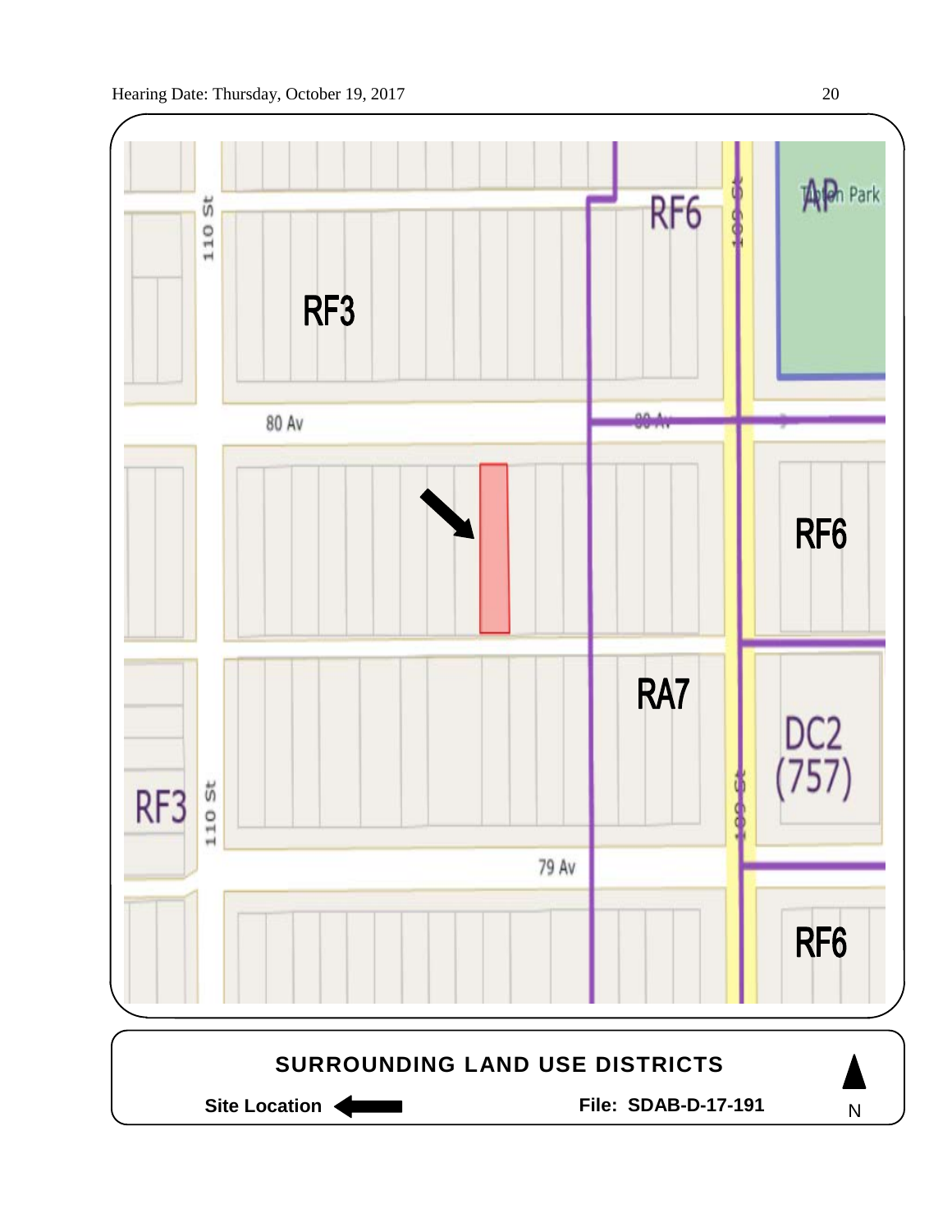Hearing Date: Thursday, October 19, 2017

RF6

AP

Tipton Park

110 St

RF3

80 Av

RF6

RA7

DC2 (757)

RF3

110 St

79 Av

109 St

RF6

**SURROUNDING LAND USE DISTRICTS**

**Site Location** ⟵

**File: SDAB-D-17-191**

N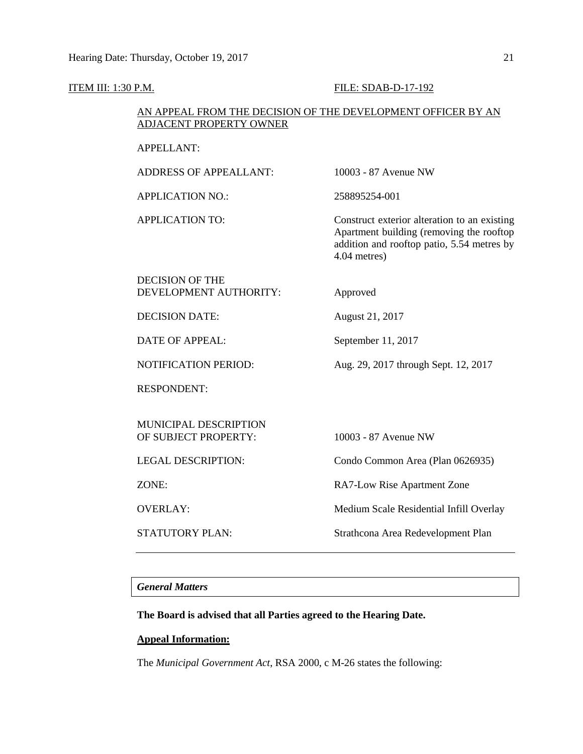ITEM III: 1:30 P.M. FILE: SDAB-D-17-192

AN APPEAL FROM THE DECISION OF THE DEVELOPMENT OFFICER BY AN ADJACENT PROPERTY OWNER

| | |
|---|---|
| APPELLANT: | |
| ADDRESS OF APPEALLANT: | 10003 - 87 Avenue NW |
| APPLICATION NO.: | 258895254-001 |
| APPLICATION TO: | Construct exterior alteration to an existing Apartment building (removing the rooftop addition and rooftop patio, 5.54 metres by 4.04 metres) |
| DECISION OF THE DEVELOPMENT AUTHORITY: | Approved |
| DECISION DATE: | August 21, 2017 |
| DATE OF APPEAL: | September 11, 2017 |
| NOTIFICATION PERIOD: | Aug. 29, 2017 through Sept. 12, 2017 |
| RESPONDENT: | |
| MUNICIPAL DESCRIPTION OF SUBJECT PROPERTY: | 10003 - 87 Avenue NW |
| LEGAL DESCRIPTION: | Condo Common Area (Plan 0626935) |
| ZONE: | RA7-Low Rise Apartment Zone |
| OVERLAY: | Medium Scale Residential Infill Overlay |
| STATUTORY PLAN: | Strathcona Area Redevelopment Plan |

***General Matters***

**The Board is advised that all Parties agreed to the Hearing Date.**

**Appeal Information:**

The *Municipal Government Act*, RSA 2000, c M-26 states the following: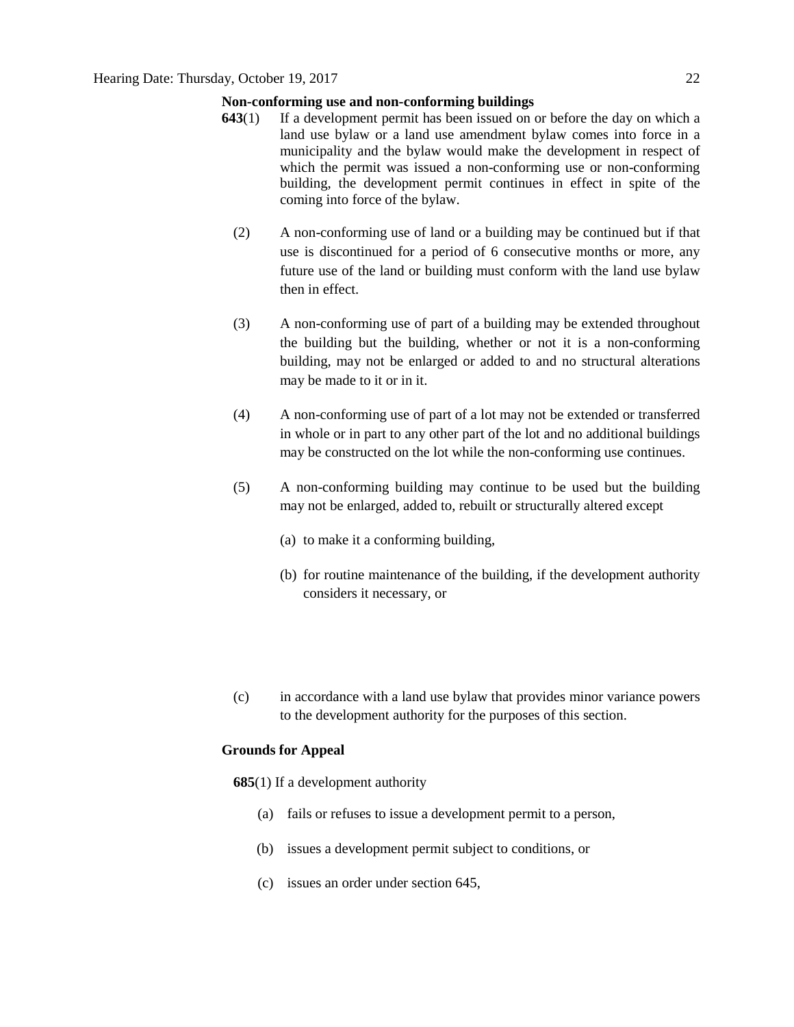**Non-conforming use and non-conforming buildings**

**643**(1) If a development permit has been issued on or before the day on which a land use bylaw or a land use amendment bylaw comes into force in a municipality and the bylaw would make the development in respect of which the permit was issued a non-conforming use or non-conforming building, the development permit continues in effect in spite of the coming into force of the bylaw.

(2) A non-conforming use of land or a building may be continued but if that use is discontinued for a period of 6 consecutive months or more, any future use of the land or building must conform with the land use bylaw then in effect.

(3) A non-conforming use of part of a building may be extended throughout the building but the building, whether or not it is a non-conforming building, may not be enlarged or added to and no structural alterations may be made to it or in it.

(4) A non-conforming use of part of a lot may not be extended or transferred in whole or in part to any other part of the lot and no additional buildings may be constructed on the lot while the non-conforming use continues.

(5) A non-conforming building may continue to be used but the building may not be enlarged, added to, rebuilt or structurally altered except

(a) to make it a conforming building,

(b) for routine maintenance of the building, if the development authority considers it necessary, or

(c) in accordance with a land use bylaw that provides minor variance powers to the development authority for the purposes of this section.

**Grounds for Appeal**

**685**(1) If a development authority

(a) fails or refuses to issue a development permit to a person,

(b) issues a development permit subject to conditions, or

(c) issues an order under section 645,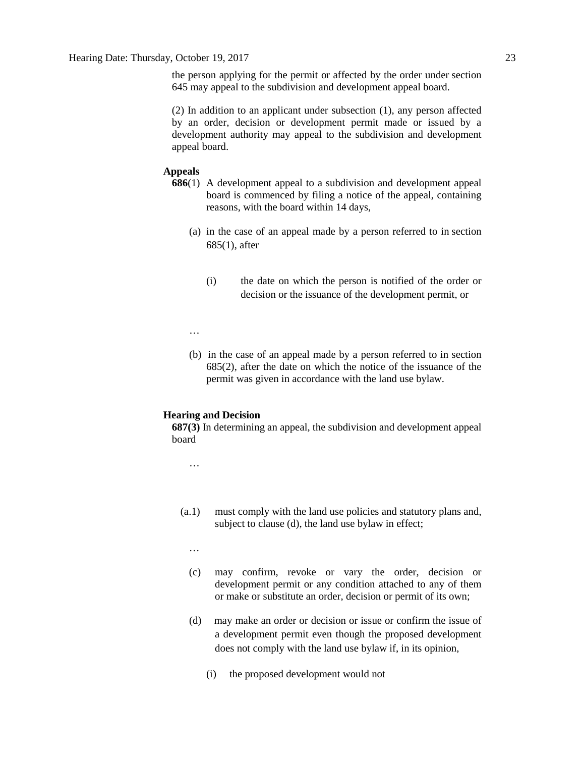the person applying for the permit or affected by the order under section 645 may appeal to the subdivision and development appeal board.

(2) In addition to an applicant under subsection (1), any person affected by an order, decision or development permit made or issued by a development authority may appeal to the subdivision and development appeal board.

**Appeals**

**686**(1) A development appeal to a subdivision and development appeal board is commenced by filing a notice of the appeal, containing reasons, with the board within 14 days,

(a) in the case of an appeal made by a person referred to in section 685(1), after

(i) the date on which the person is notified of the order or decision or the issuance of the development permit, or

…

(b) in the case of an appeal made by a person referred to in section 685(2), after the date on which the notice of the issuance of the permit was given in accordance with the land use bylaw.

**Hearing and Decision**

**687(3)** In determining an appeal, the subdivision and development appeal board

…

(a.1) must comply with the land use policies and statutory plans and, subject to clause (d), the land use bylaw in effect;

…

(c) may confirm, revoke or vary the order, decision or development permit or any condition attached to any of them or make or substitute an order, decision or permit of its own;

(d) may make an order or decision or issue or confirm the issue of a development permit even though the proposed development does not comply with the land use bylaw if, in its opinion,

(i) the proposed development would not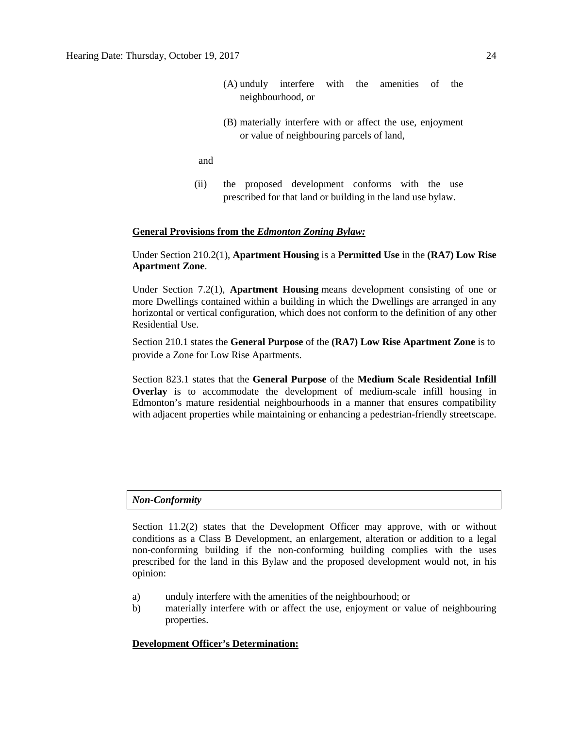(A) unduly interfere with the amenities of the neighbourhood, or

(B) materially interfere with or affect the use, enjoyment or value of neighbouring parcels of land,

and

(ii) the proposed development conforms with the use prescribed for that land or building in the land use bylaw.

**General Provisions from the *Edmonton Zoning Bylaw:***

Under Section 210.2(1), **Apartment Housing** is a **Permitted Use** in the **(RA7) Low Rise Apartment Zone**.

Under Section 7.2(1), **Apartment Housing** means development consisting of one or more Dwellings contained within a building in which the Dwellings are arranged in any horizontal or vertical configuration, which does not conform to the definition of any other Residential Use.

Section 210.1 states the **General Purpose** of the **(RA7) Low Rise Apartment Zone** is to provide a Zone for Low Rise Apartments.

Section 823.1 states that the **General Purpose** of the **Medium Scale Residential Infill Overlay** is to accommodate the development of medium-scale infill housing in Edmonton's mature residential neighbourhoods in a manner that ensures compatibility with adjacent properties while maintaining or enhancing a pedestrian-friendly streetscape.

***Non-Conformity***

Section 11.2(2) states that the Development Officer may approve, with or without conditions as a Class B Development, an enlargement, alteration or addition to a legal non-conforming building if the non-conforming building complies with the uses prescribed for the land in this Bylaw and the proposed development would not, in his opinion:

a) unduly interfere with the amenities of the neighbourhood; or
b) materially interfere with or affect the use, enjoyment or value of neighbouring properties.

**Development Officer's Determination:**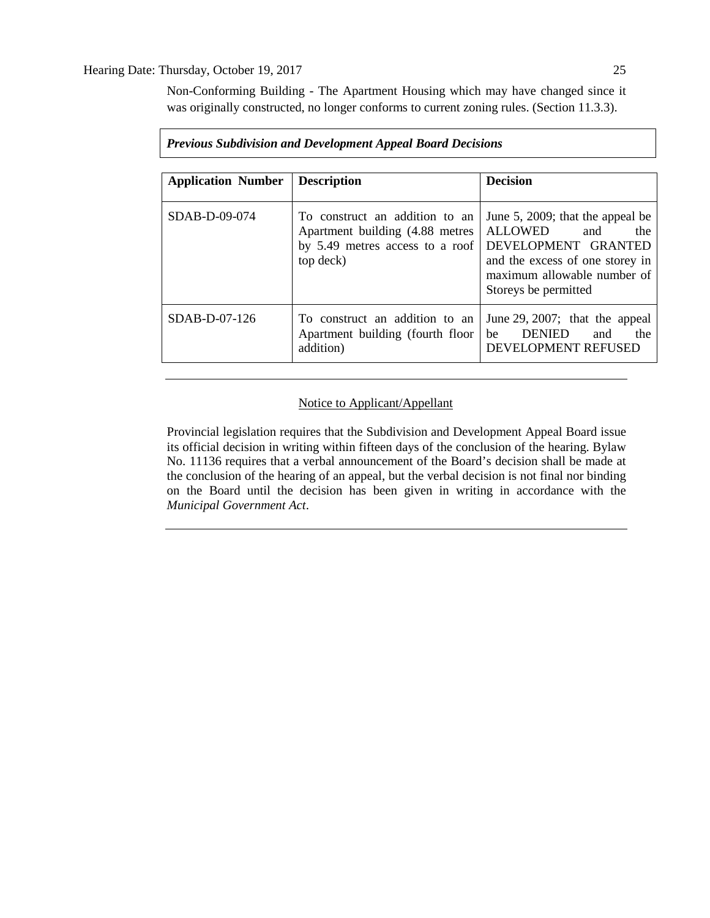Non-Conforming Building - The Apartment Housing which may have changed since it was originally constructed, no longer conforms to current zoning rules. (Section 11.3.3).

***Previous Subdivision and Development Appeal Board Decisions***

| Application Number | Description | Decision |
|---|---|---|
| SDAB-D-09-074 | To construct an addition to an Apartment building (4.88 metres by 5.49 metres access to a roof top deck) | June 5, 2009; that the appeal be ALLOWED and the DEVELOPMENT GRANTED and the excess of one storey in maximum allowable number of Storeys be permitted |
| SDAB-D-07-126 | To construct an addition to an Apartment building (fourth floor addition) | June 29, 2007; that the appeal be DENIED and the DEVELOPMENT REFUSED |

---

Notice to Applicant/Appellant

Provincial legislation requires that the Subdivision and Development Appeal Board issue its official decision in writing within fifteen days of the conclusion of the hearing. Bylaw No. 11136 requires that a verbal announcement of the Board's decision shall be made at the conclusion of the hearing of an appeal, but the verbal decision is not final nor binding on the Board until the decision has been given in writing in accordance with the *Municipal Government Act*.

---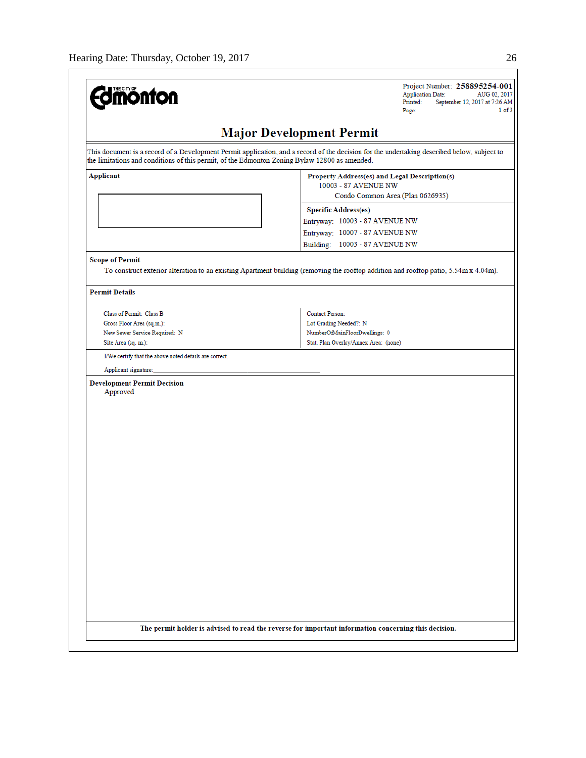THE CITY OF Edmonton

Project Number: **258895254-001**
Application Date: AUG 02, 2017
Printed: September 12, 2017 at 7:26 AM
Page: 1 of 3

# Major Development Permit

This document is a record of a Development Permit application, and a record of the decision for the undertaking described below, subject to the limitations and conditions of this permit, of the Edmonton Zoning Bylaw 12800 as amended.

| **Applicant** | **Property Address(es) and Legal Description(s)** |
|---|---|
| | 10003 - 87 AVENUE NW<br>Condo Common Area (Plan 0626935) |
| | **Specific Address(es)**<br>Entryway: 10003 - 87 AVENUE NW<br>Entryway: 10007 - 87 AVENUE NW<br>Building: 10003 - 87 AVENUE NW |

**Scope of Permit**

To construct exterior alteration to an existing Apartment building (removing the rooftop addition and rooftop patio, 5.54m x 4.04m).

**Permit Details**

| | |
|---|---|
| Class of Permit: Class B | Contact Person: |
| Gross Floor Area (sq.m.): | Lot Grading Needed?: N |
| New Sewer Service Required: N | NumberOfMainFloorDwellings: 0 |
| Site Area (sq. m.): | Stat. Plan Overlay/Annex Area: (none) |

I/We certify that the above noted details are correct.

Applicant signature:

**Development Permit Decision**

Approved

**The permit holder is advised to read the reverse for important information concerning this decision.**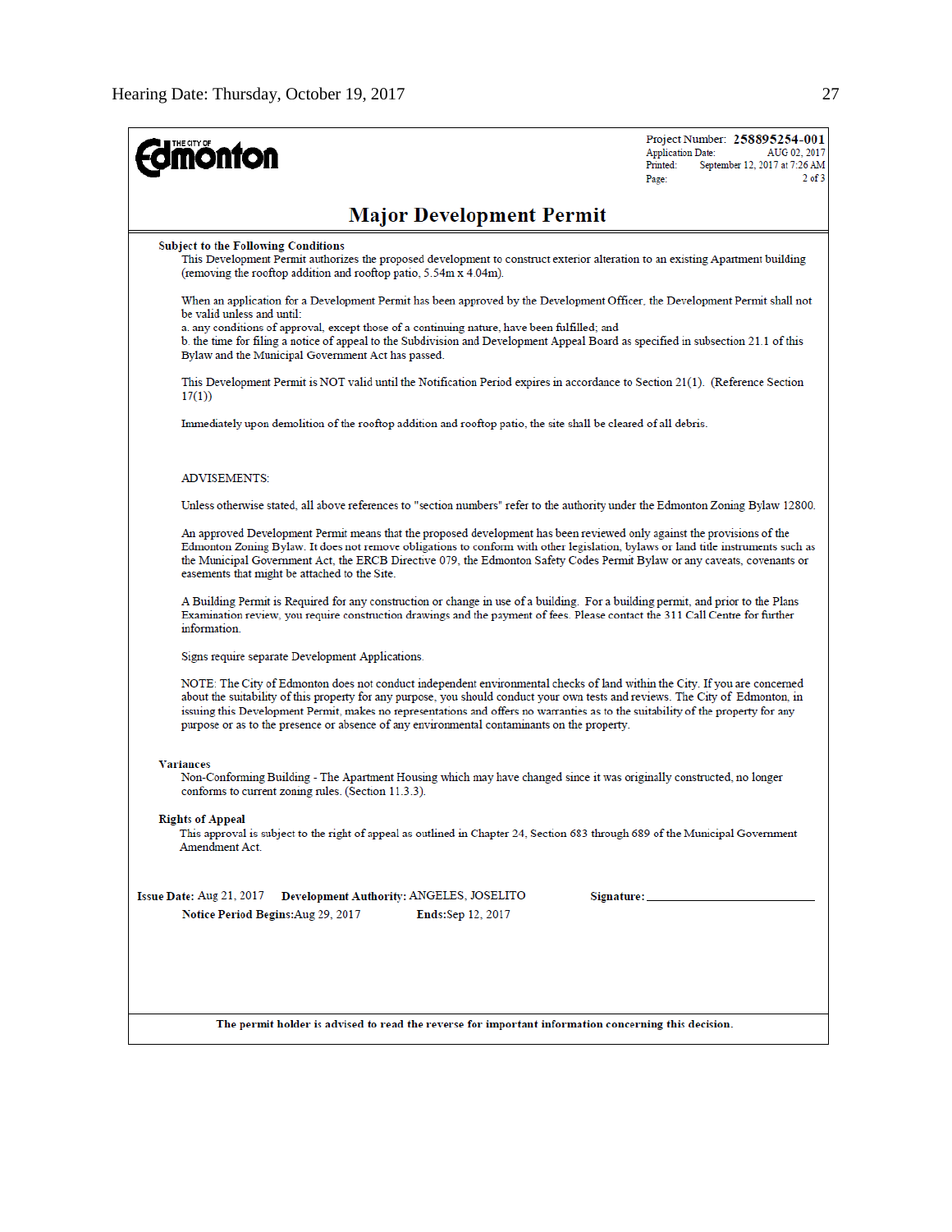THE CITY OF Edmonton

Project Number: **258895254-001**
Application Date: AUG 02, 2017
Printed: September 12, 2017 at 7:26 AM
Page: 2 of 3

## Major Development Permit

**Subject to the Following Conditions**

This Development Permit authorizes the proposed development to construct exterior alteration to an existing Apartment building (removing the rooftop addition and rooftop patio, 5.54m x 4.04m).

When an application for a Development Permit has been approved by the Development Officer, the Development Permit shall not be valid unless and until:
a. any conditions of approval, except those of a continuing nature, have been fulfilled; and
b. the time for filing a notice of appeal to the Subdivision and Development Appeal Board as specified in subsection 21.1 of this Bylaw and the Municipal Government Act has passed.

This Development Permit is NOT valid until the Notification Period expires in accordance to Section 21(1). (Reference Section 17(1))

Immediately upon demolition of the rooftop addition and rooftop patio, the site shall be cleared of all debris.

ADVISEMENTS:

Unless otherwise stated, all above references to "section numbers" refer to the authority under the Edmonton Zoning Bylaw 12800.

An approved Development Permit means that the proposed development has been reviewed only against the provisions of the Edmonton Zoning Bylaw. It does not remove obligations to conform with other legislation, bylaws or land title instruments such as the Municipal Government Act, the ERCB Directive 079, the Edmonton Safety Codes Permit Bylaw or any caveats, covenants or easements that might be attached to the Site.

A Building Permit is Required for any construction or change in use of a building. For a building permit, and prior to the Plans Examination review, you require construction drawings and the payment of fees. Please contact the 311 Call Centre for further information.

Signs require separate Development Applications.

NOTE: The City of Edmonton does not conduct independent environmental checks of land within the City. If you are concerned about the suitability of this property for any purpose, you should conduct your own tests and reviews. The City of Edmonton, in issuing this Development Permit, makes no representations and offers no warranties as to the suitability of the property for any purpose or as to the presence or absence of any environmental contaminants on the property.

**Variances**

Non-Conforming Building - The Apartment Housing which may have changed since it was originally constructed, no longer conforms to current zoning rules. (Section 11.3.3).

**Rights of Appeal**

This approval is subject to the right of appeal as outlined in Chapter 24, Section 683 through 689 of the Municipal Government Amendment Act.

**Issue Date:** Aug 21, 2017 **Development Authority:** ANGELES, JOSELITO **Signature:** \_\_\_\_\_\_\_\_\_\_\_\_\_\_\_\_\_\_\_\_

**Notice Period Begins:** Aug 29, 2017 **Ends:** Sep 12, 2017

**The permit holder is advised to read the reverse for important information concerning this decision.**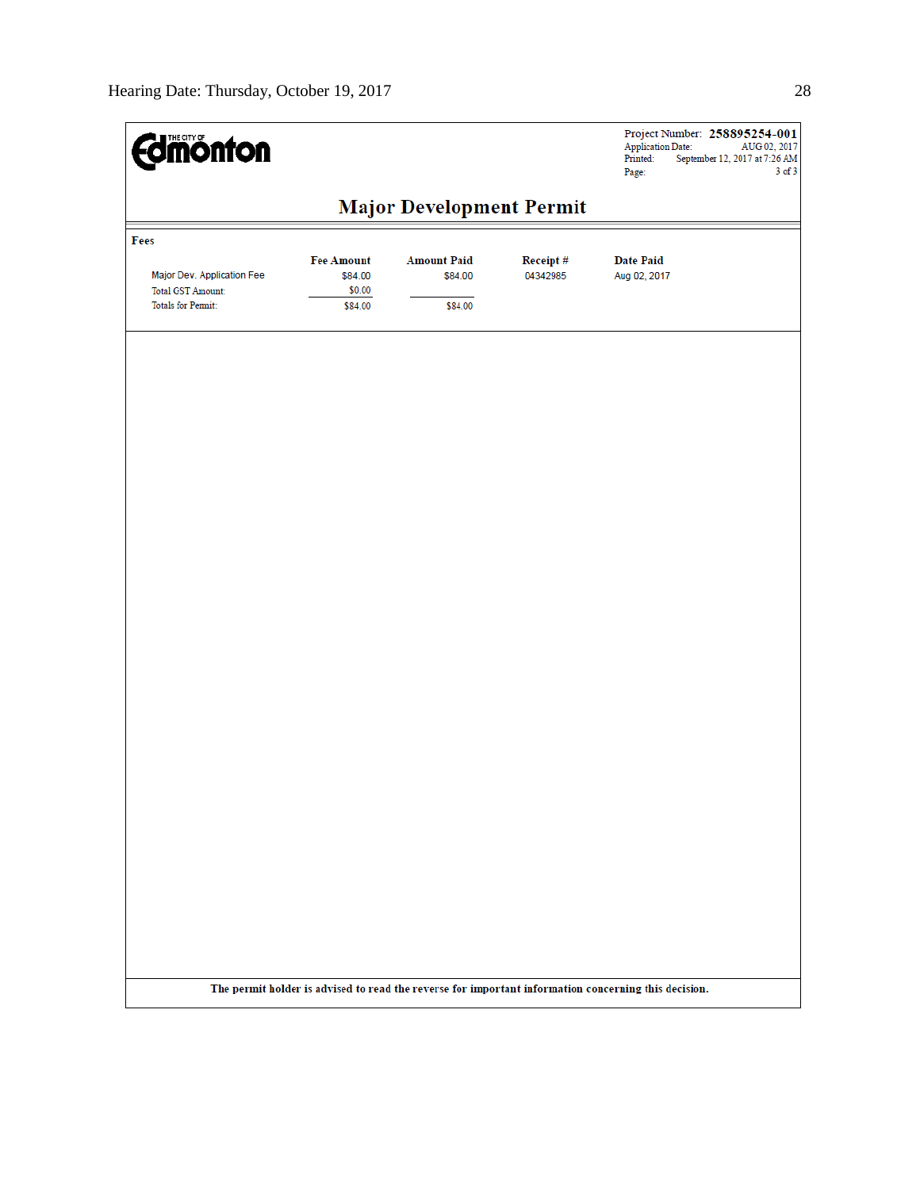THE CITY OF Edmonton

Project Number: **258895254-001**
Application Date: AUG 02, 2017
Printed: September 12, 2017 at 7:26 AM
Page: 3 of 3

# Major Development Permit

**Fees**

| | Fee Amount | Amount Paid | Receipt # | Date Paid |
|---|---|---|---|---|
| Major Dev. Application Fee | $84.00 | $84.00 | 04342985 | Aug 02, 2017 |
| Total GST Amount: | $0.00 | | | |
| Totals for Permit: | $84.00 | $84.00 | | |

**The permit holder is advised to read the reverse for important information concerning this decision.**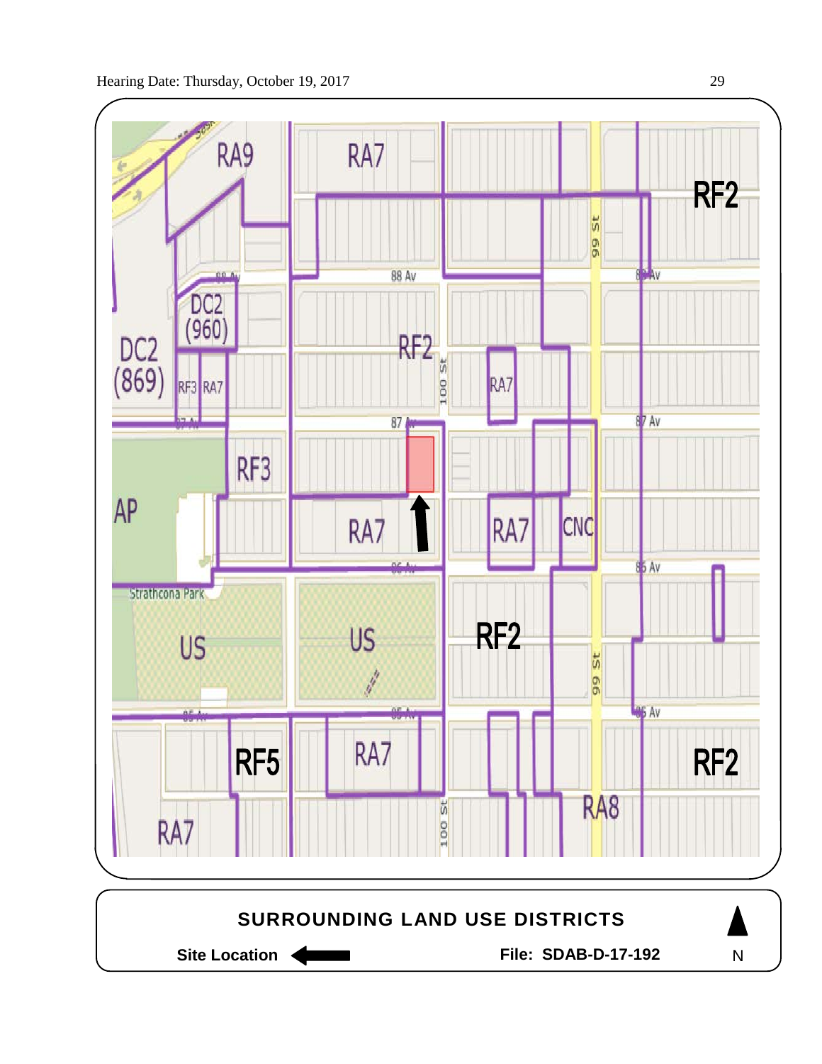RA9

RA7

RF2

88 Av

88 Av

99 St

DC2 (960)

DC2 (869)

RF2

100 St

RA7

RF3

RA7

87 Av

87 Av

RF3

AP

RA7

RA7

CNC

86 Av

86 Av

Strathcona Park

US

US

RF2

99 St

85 Av

85 Av

85 Av

RF5

RA7

RF2

RA8

100 St

RA7

## SURROUNDING LAND USE DISTRICTS

**Site Location** ←

**File: SDAB-D-17-192**

N